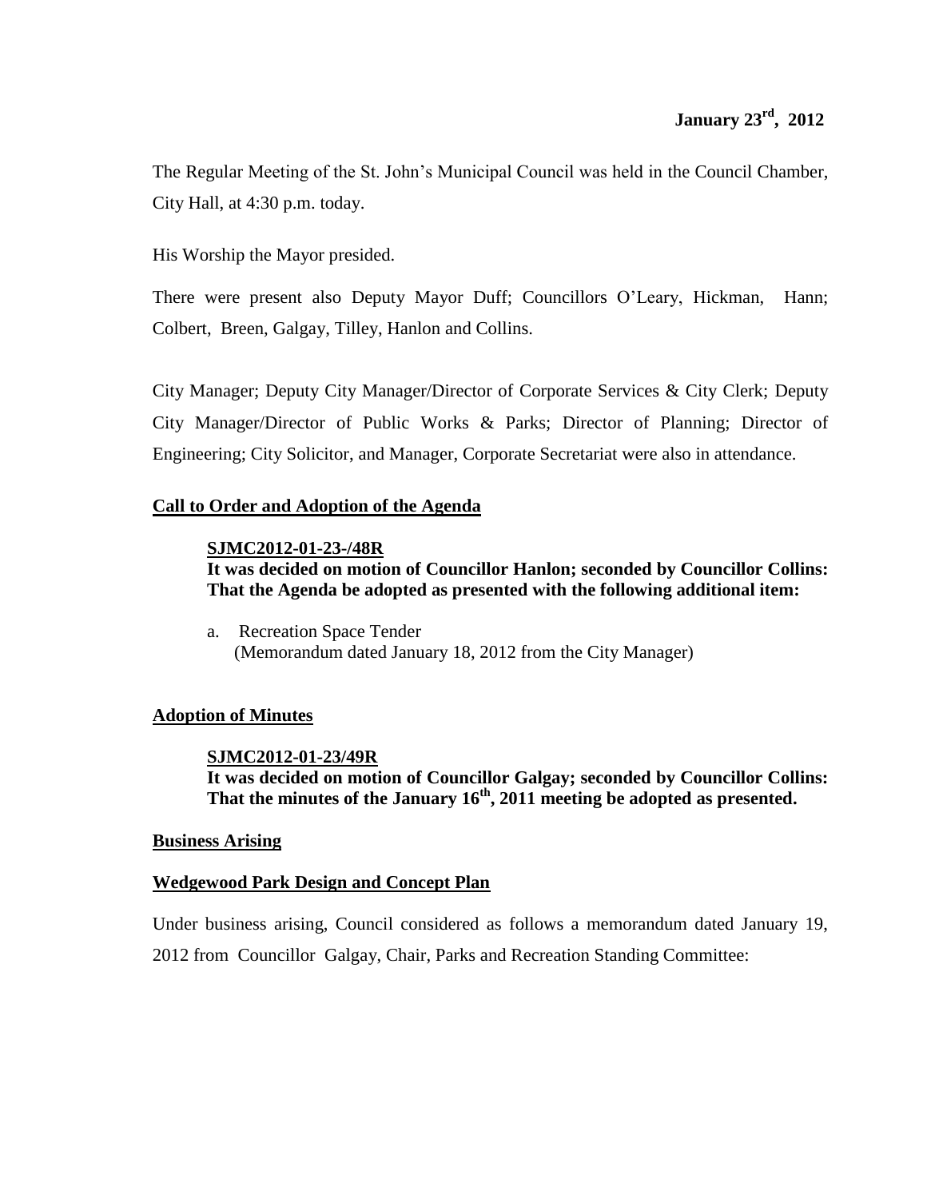**January 23rd, 2012**

The Regular Meeting of the St. John's Municipal Council was held in the Council Chamber, City Hall, at 4:30 p.m. today.

His Worship the Mayor presided.

There were present also Deputy Mayor Duff; Councillors O'Leary, Hickman, Hann; Colbert, Breen, Galgay, Tilley, Hanlon and Collins.

City Manager; Deputy City Manager/Director of Corporate Services & City Clerk; Deputy City Manager/Director of Public Works & Parks; Director of Planning; Director of Engineering; City Solicitor, and Manager, Corporate Secretariat were also in attendance.

**Call to Order and Adoption of the Agenda**

**SJMC2012-01-23-/48R**
**It was decided on motion of Councillor Hanlon; seconded by Councillor Collins: That the Agenda be adopted as presented with the following additional item:**

a. Recreation Space Tender
(Memorandum dated January 18, 2012 from the City Manager)

**Adoption of Minutes**

**SJMC2012-01-23/49R**
**It was decided on motion of Councillor Galgay; seconded by Councillor Collins: That the minutes of the January 16th, 2011 meeting be adopted as presented.**

**Business Arising**

**Wedgewood Park Design and Concept Plan**

Under business arising, Council considered as follows a memorandum dated January 19, 2012 from Councillor Galgay, Chair, Parks and Recreation Standing Committee: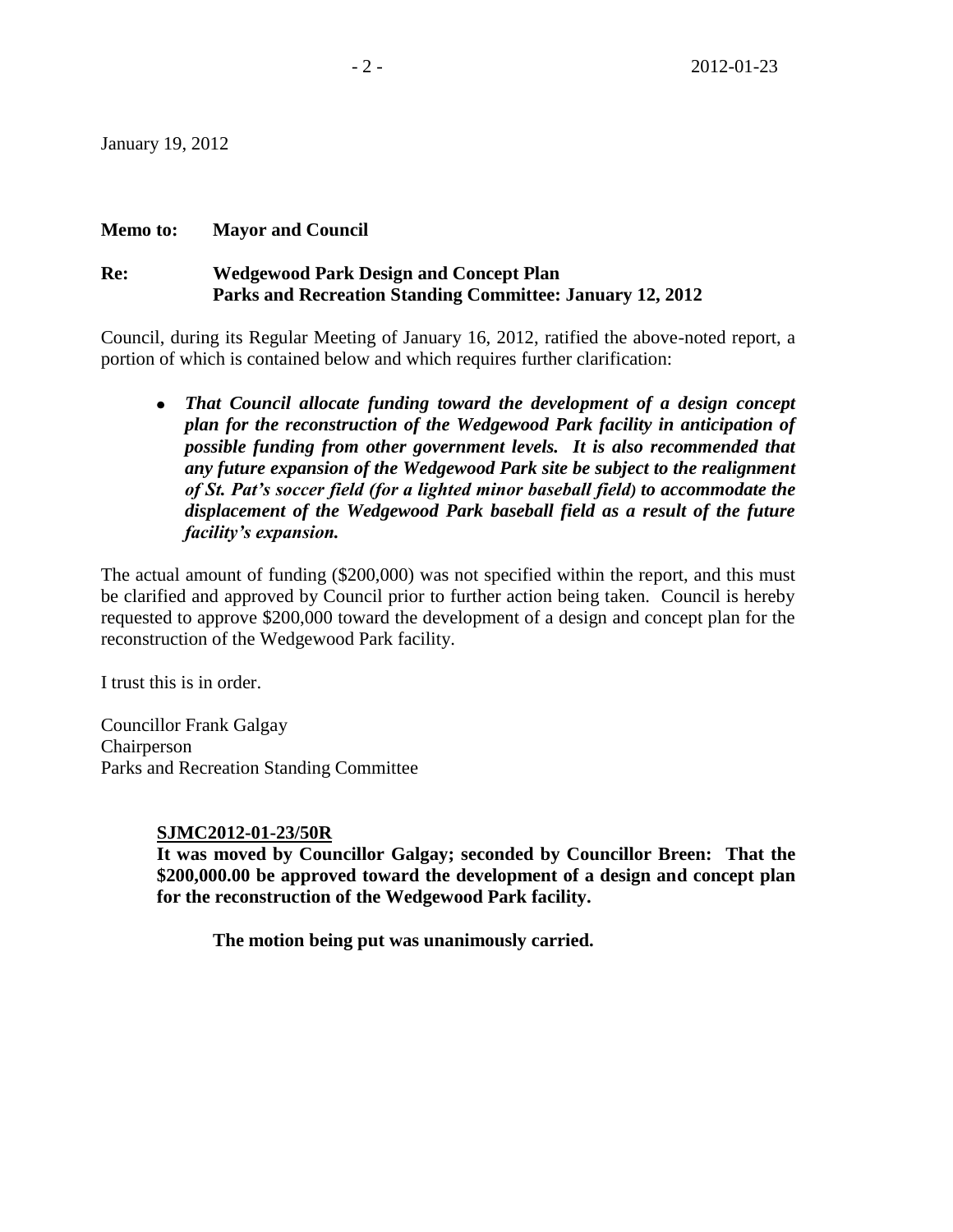January 19, 2012

**Memo to: Mayor and Council**

**Re: Wedgewood Park Design and Concept Plan**
**Parks and Recreation Standing Committee: January 12, 2012**

Council, during its Regular Meeting of January 16, 2012, ratified the above-noted report, a portion of which is contained below and which requires further clarification:

- ***That Council allocate funding toward the development of a design concept plan for the reconstruction of the Wedgewood Park facility in anticipation of possible funding from other government levels. It is also recommended that any future expansion of the Wedgewood Park site be subject to the realignment of St. Pat's soccer field (for a lighted minor baseball field) to accommodate the displacement of the Wedgewood Park baseball field as a result of the future facility's expansion.***

The actual amount of funding ($200,000) was not specified within the report, and this must be clarified and approved by Council prior to further action being taken. Council is hereby requested to approve $200,000 toward the development of a design and concept plan for the reconstruction of the Wedgewood Park facility.

I trust this is in order.

Councillor Frank Galgay
Chairperson
Parks and Recreation Standing Committee

**SJMC2012-01-23/50R**
**It was moved by Councillor Galgay; seconded by Councillor Breen: That the $200,000.00 be approved toward the development of a design and concept plan for the reconstruction of the Wedgewood Park facility.**

**The motion being put was unanimously carried.**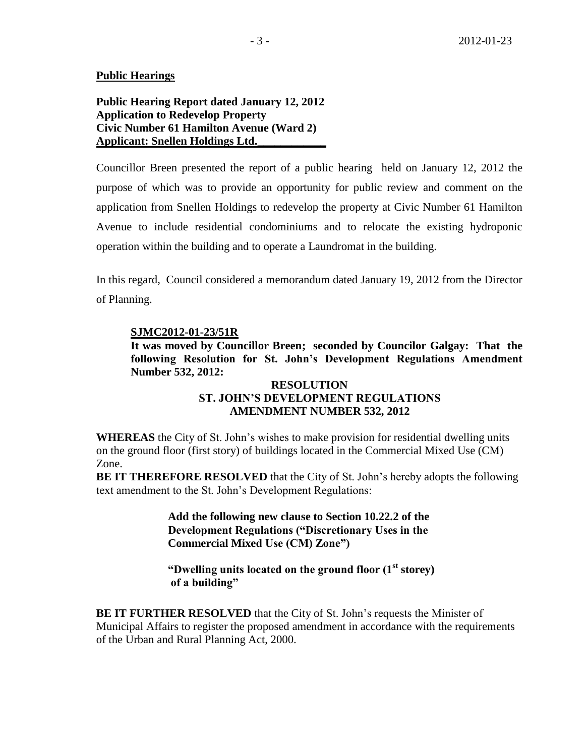**Public Hearings**

**Public Hearing Report dated January 12, 2012**
**Application to Redevelop Property**
**Civic Number 61 Hamilton Avenue (Ward 2)**
**Applicant: Snellen Holdings Ltd.**

Councillor Breen presented the report of a public hearing held on January 12, 2012 the purpose of which was to provide an opportunity for public review and comment on the application from Snellen Holdings to redevelop the property at Civic Number 61 Hamilton Avenue to include residential condominiums and to relocate the existing hydroponic operation within the building and to operate a Laundromat in the building.

In this regard, Council considered a memorandum dated January 19, 2012 from the Director of Planning.

**SJMC2012-01-23/51R**
**It was moved by Councillor Breen; seconded by Councilor Galgay: That the following Resolution for St. John's Development Regulations Amendment Number 532, 2012:**

**RESOLUTION**
**ST. JOHN'S DEVELOPMENT REGULATIONS**
**AMENDMENT NUMBER 532, 2012**

**WHEREAS** the City of St. John's wishes to make provision for residential dwelling units on the ground floor (first story) of buildings located in the Commercial Mixed Use (CM) Zone.

**BE IT THEREFORE RESOLVED** that the City of St. John's hereby adopts the following text amendment to the St. John's Development Regulations:

> **Add the following new clause to Section 10.22.2 of the Development Regulations ("Discretionary Uses in the Commercial Mixed Use (CM) Zone")**
>
> **"Dwelling units located on the ground floor (1st storey) of a building"**

**BE IT FURTHER RESOLVED** that the City of St. John's requests the Minister of Municipal Affairs to register the proposed amendment in accordance with the requirements of the Urban and Rural Planning Act, 2000.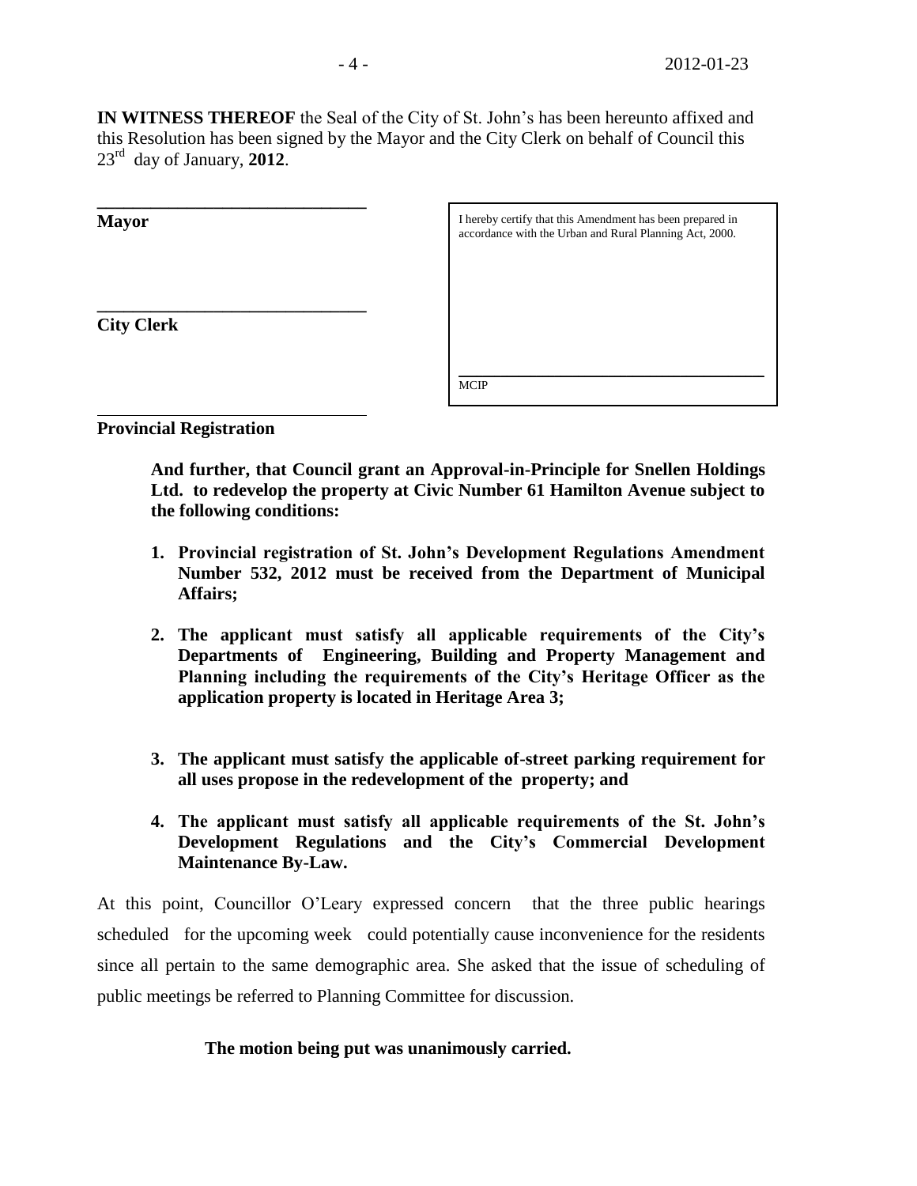**IN WITNESS THEREOF** the Seal of the City of St. John's has been hereunto affixed and this Resolution has been signed by the Mayor and the City Clerk on behalf of Council this 23rd day of January, **2012**.

______________________________
**Mayor**

______________________________
**City Clerk**

______________________________
**Provincial Registration**

I hereby certify that this Amendment has been prepared in accordance with the Urban and Rural Planning Act, 2000.

______________________________
MCIP

**And further, that Council grant an Approval-in-Principle for Snellen Holdings Ltd. to redevelop the property at Civic Number 61 Hamilton Avenue subject to the following conditions:**

1. **Provincial registration of St. John's Development Regulations Amendment Number 532, 2012 must be received from the Department of Municipal Affairs;**
2. **The applicant must satisfy all applicable requirements of the City's Departments of Engineering, Building and Property Management and Planning including the requirements of the City's Heritage Officer as the application property is located in Heritage Area 3;**
3. **The applicant must satisfy the applicable of-street parking requirement for all uses propose in the redevelopment of the property; and**
4. **The applicant must satisfy all applicable requirements of the St. John's Development Regulations and the City's Commercial Development Maintenance By-Law.**

At this point, Councillor O'Leary expressed concern that the three public hearings scheduled for the upcoming week could potentially cause inconvenience for the residents since all pertain to the same demographic area. She asked that the issue of scheduling of public meetings be referred to Planning Committee for discussion.

**The motion being put was unanimously carried.**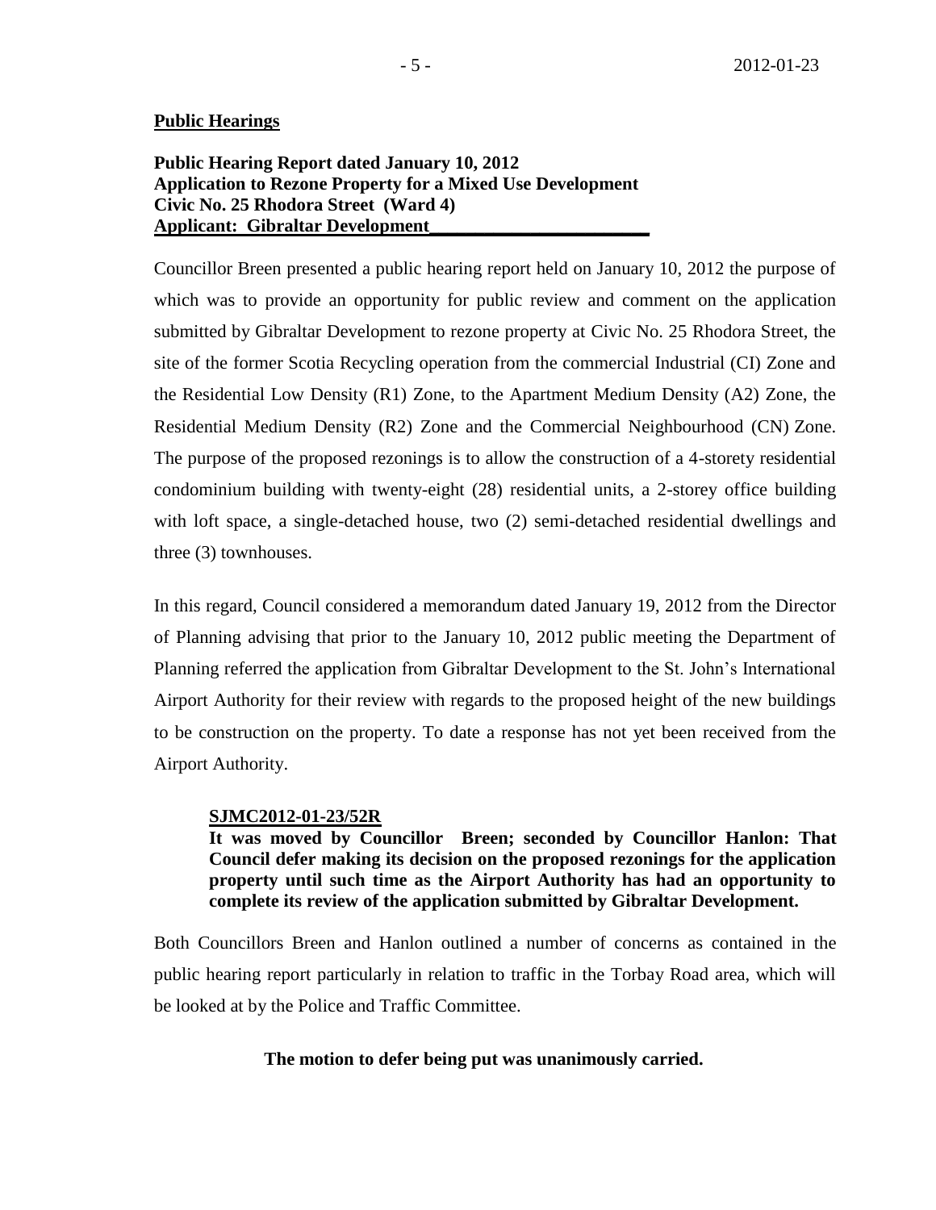## Public Hearings

**Public Hearing Report dated January 10, 2012**
**Application to Rezone Property for a Mixed Use Development**
**Civic No. 25 Rhodora Street (Ward 4)**
**Applicant: Gibraltar Development**

Councillor Breen presented a public hearing report held on January 10, 2012 the purpose of which was to provide an opportunity for public review and comment on the application submitted by Gibraltar Development to rezone property at Civic No. 25 Rhodora Street, the site of the former Scotia Recycling operation from the commercial Industrial (CI) Zone and the Residential Low Density (R1) Zone, to the Apartment Medium Density (A2) Zone, the Residential Medium Density (R2) Zone and the Commercial Neighbourhood (CN) Zone. The purpose of the proposed rezonings is to allow the construction of a 4-storety residential condominium building with twenty-eight (28) residential units, a 2-storey office building with loft space, a single-detached house, two (2) semi-detached residential dwellings and three (3) townhouses.

In this regard, Council considered a memorandum dated January 19, 2012 from the Director of Planning advising that prior to the January 10, 2012 public meeting the Department of Planning referred the application from Gibraltar Development to the St. John's International Airport Authority for their review with regards to the proposed height of the new buildings to be construction on the property. To date a response has not yet been received from the Airport Authority.

**SJMC2012-01-23/52R**
**It was moved by Councillor Breen; seconded by Councillor Hanlon: That Council defer making its decision on the proposed rezonings for the application property until such time as the Airport Authority has had an opportunity to complete its review of the application submitted by Gibraltar Development.**

Both Councillors Breen and Hanlon outlined a number of concerns as contained in the public hearing report particularly in relation to traffic in the Torbay Road area, which will be looked at by the Police and Traffic Committee.

**The motion to defer being put was unanimously carried.**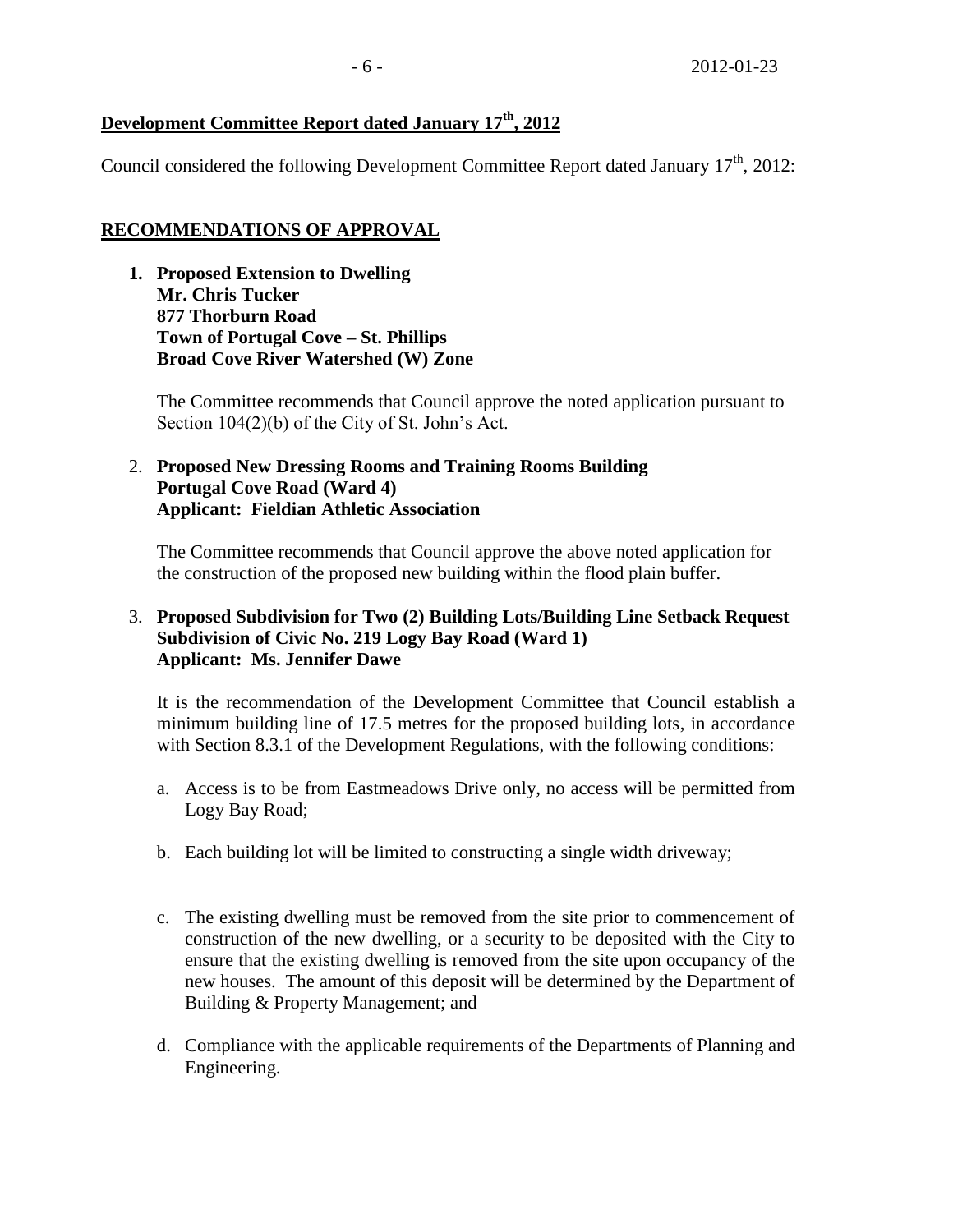## Development Committee Report dated January 17th, 2012

Council considered the following Development Committee Report dated January 17th, 2012:

### RECOMMENDATIONS OF APPROVAL

1. **Proposed Extension to Dwelling**
   **Mr. Chris Tucker**
   **877 Thorburn Road**
   **Town of Portugal Cove – St. Phillips**
   **Broad Cove River Watershed (W) Zone**

   The Committee recommends that Council approve the noted application pursuant to Section 104(2)(b) of the City of St. John's Act.

2. **Proposed New Dressing Rooms and Training Rooms Building**
   **Portugal Cove Road (Ward 4)**
   **Applicant: Fieldian Athletic Association**

   The Committee recommends that Council approve the above noted application for the construction of the proposed new building within the flood plain buffer.

3. **Proposed Subdivision for Two (2) Building Lots/Building Line Setback Request**
   **Subdivision of Civic No. 219 Logy Bay Road (Ward 1)**
   **Applicant: Ms. Jennifer Dawe**

   It is the recommendation of the Development Committee that Council establish a minimum building line of 17.5 metres for the proposed building lots, in accordance with Section 8.3.1 of the Development Regulations, with the following conditions:

   a. Access is to be from Eastmeadows Drive only, no access will be permitted from Logy Bay Road;

   b. Each building lot will be limited to constructing a single width driveway;

   c. The existing dwelling must be removed from the site prior to commencement of construction of the new dwelling, or a security to be deposited with the City to ensure that the existing dwelling is removed from the site upon occupancy of the new houses. The amount of this deposit will be determined by the Department of Building & Property Management; and

   d. Compliance with the applicable requirements of the Departments of Planning and Engineering.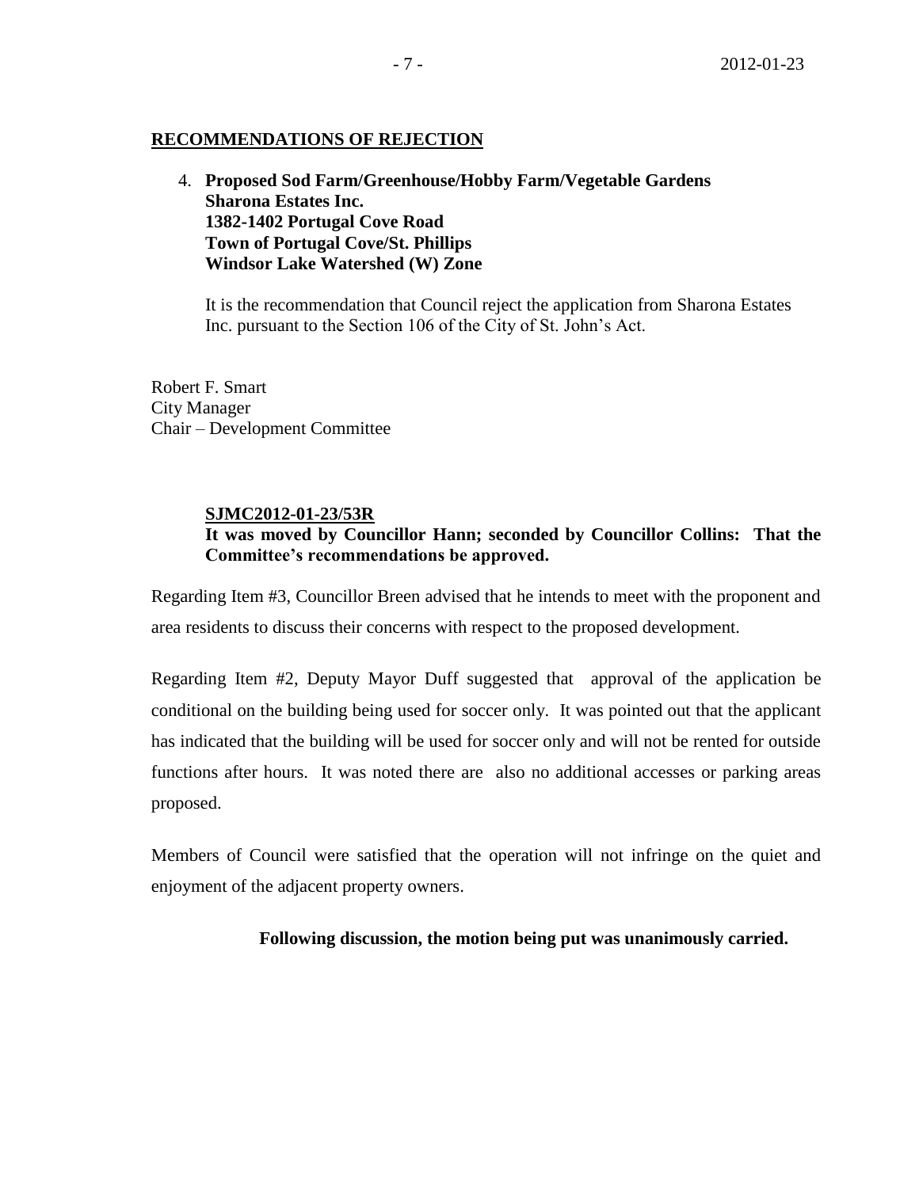## RECOMMENDATIONS OF REJECTION

4. **Proposed Sod Farm/Greenhouse/Hobby Farm/Vegetable Gardens**
   **Sharona Estates Inc.**
   **1382-1402 Portugal Cove Road**
   **Town of Portugal Cove/St. Phillips**
   **Windsor Lake Watershed (W) Zone**

   It is the recommendation that Council reject the application from Sharona Estates Inc. pursuant to the Section 106 of the City of St. John's Act.

Robert F. Smart
City Manager
Chair – Development Committee

**SJMC2012-01-23/53R**
**It was moved by Councillor Hann; seconded by Councillor Collins: That the Committee's recommendations be approved.**

Regarding Item #3, Councillor Breen advised that he intends to meet with the proponent and area residents to discuss their concerns with respect to the proposed development.

Regarding Item #2, Deputy Mayor Duff suggested that approval of the application be conditional on the building being used for soccer only. It was pointed out that the applicant has indicated that the building will be used for soccer only and will not be rented for outside functions after hours. It was noted there are also no additional accesses or parking areas proposed.

Members of Council were satisfied that the operation will not infringe on the quiet and enjoyment of the adjacent property owners.

**Following discussion, the motion being put was unanimously carried.**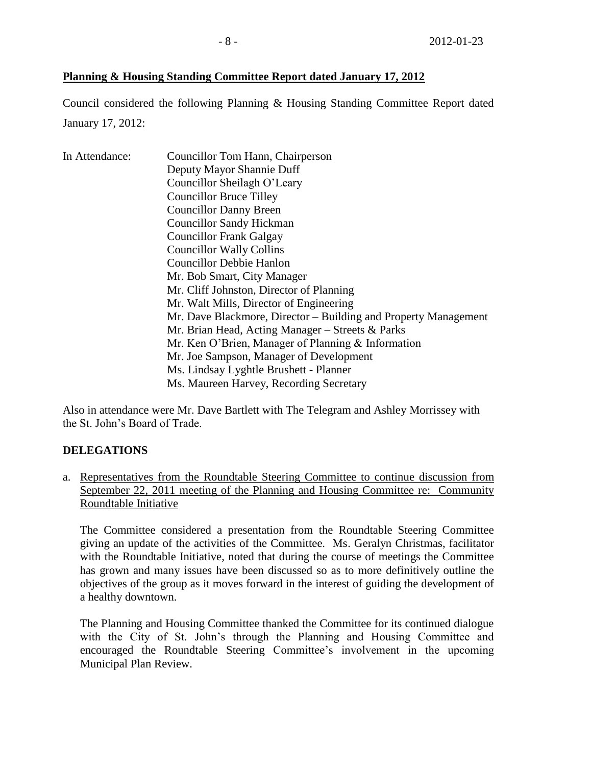**Planning & Housing Standing Committee Report dated January 17, 2012**

Council considered the following Planning & Housing Standing Committee Report dated January 17, 2012:

In Attendance:
Councillor Tom Hann, Chairperson
Deputy Mayor Shannie Duff
Councillor Sheilagh O'Leary
Councillor Bruce Tilley
Councillor Danny Breen
Councillor Sandy Hickman
Councillor Frank Galgay
Councillor Wally Collins
Councillor Debbie Hanlon
Mr. Bob Smart, City Manager
Mr. Cliff Johnston, Director of Planning
Mr. Walt Mills, Director of Engineering
Mr. Dave Blackmore, Director – Building and Property Management
Mr. Brian Head, Acting Manager – Streets & Parks
Mr. Ken O'Brien, Manager of Planning & Information
Mr. Joe Sampson, Manager of Development
Ms. Lindsay Lyghtle Brushett - Planner
Ms. Maureen Harvey, Recording Secretary

Also in attendance were Mr. Dave Bartlett with The Telegram and Ashley Morrissey with the St. John's Board of Trade.

**DELEGATIONS**

a. Representatives from the Roundtable Steering Committee to continue discussion from September 22, 2011 meeting of the Planning and Housing Committee re: Community Roundtable Initiative

The Committee considered a presentation from the Roundtable Steering Committee giving an update of the activities of the Committee. Ms. Geralyn Christmas, facilitator with the Roundtable Initiative, noted that during the course of meetings the Committee has grown and many issues have been discussed so as to more definitively outline the objectives of the group as it moves forward in the interest of guiding the development of a healthy downtown.

The Planning and Housing Committee thanked the Committee for its continued dialogue with the City of St. John's through the Planning and Housing Committee and encouraged the Roundtable Steering Committee's involvement in the upcoming Municipal Plan Review.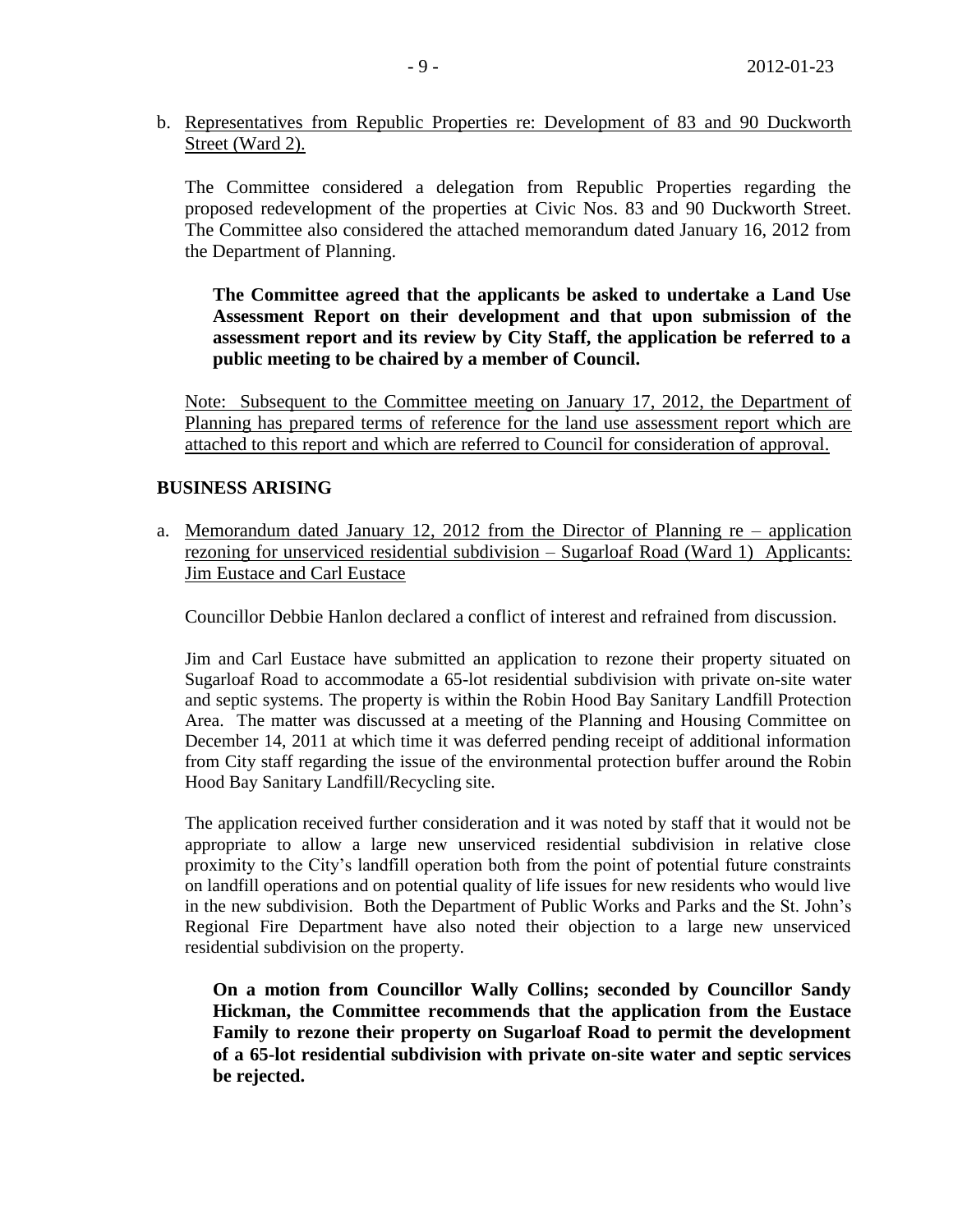b. Representatives from Republic Properties re: Development of 83 and 90 Duckworth Street (Ward 2).

The Committee considered a delegation from Republic Properties regarding the proposed redevelopment of the properties at Civic Nos. 83 and 90 Duckworth Street. The Committee also considered the attached memorandum dated January 16, 2012 from the Department of Planning.

**The Committee agreed that the applicants be asked to undertake a Land Use Assessment Report on their development and that upon submission of the assessment report and its review by City Staff, the application be referred to a public meeting to be chaired by a member of Council.**

Note: Subsequent to the Committee meeting on January 17, 2012, the Department of Planning has prepared terms of reference for the land use assessment report which are attached to this report and which are referred to Council for consideration of approval.

## BUSINESS ARISING

a. Memorandum dated January 12, 2012 from the Director of Planning re – application rezoning for unserviced residential subdivision – Sugarloaf Road (Ward 1) Applicants: Jim Eustace and Carl Eustace

Councillor Debbie Hanlon declared a conflict of interest and refrained from discussion.

Jim and Carl Eustace have submitted an application to rezone their property situated on Sugarloaf Road to accommodate a 65-lot residential subdivision with private on-site water and septic systems. The property is within the Robin Hood Bay Sanitary Landfill Protection Area. The matter was discussed at a meeting of the Planning and Housing Committee on December 14, 2011 at which time it was deferred pending receipt of additional information from City staff regarding the issue of the environmental protection buffer around the Robin Hood Bay Sanitary Landfill/Recycling site.

The application received further consideration and it was noted by staff that it would not be appropriate to allow a large new unserviced residential subdivision in relative close proximity to the City's landfill operation both from the point of potential future constraints on landfill operations and on potential quality of life issues for new residents who would live in the new subdivision. Both the Department of Public Works and Parks and the St. John's Regional Fire Department have also noted their objection to a large new unserviced residential subdivision on the property.

**On a motion from Councillor Wally Collins; seconded by Councillor Sandy Hickman, the Committee recommends that the application from the Eustace Family to rezone their property on Sugarloaf Road to permit the development of a 65-lot residential subdivision with private on-site water and septic services be rejected.**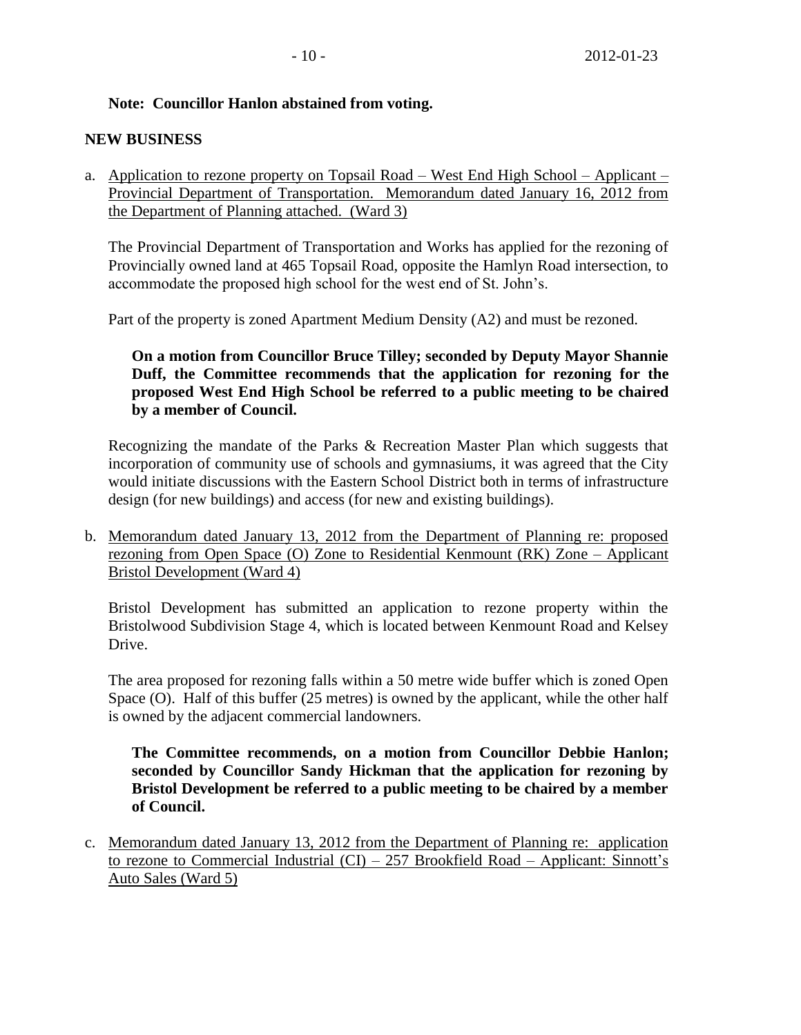**Note: Councillor Hanlon abstained from voting.**

**NEW BUSINESS**

a. Application to rezone property on Topsail Road – West End High School – Applicant – Provincial Department of Transportation. Memorandum dated January 16, 2012 from the Department of Planning attached. (Ward 3)

   The Provincial Department of Transportation and Works has applied for the rezoning of Provincially owned land at 465 Topsail Road, opposite the Hamlyn Road intersection, to accommodate the proposed high school for the west end of St. John's.

   Part of the property is zoned Apartment Medium Density (A2) and must be rezoned.

   **On a motion from Councillor Bruce Tilley; seconded by Deputy Mayor Shannie Duff, the Committee recommends that the application for rezoning for the proposed West End High School be referred to a public meeting to be chaired by a member of Council.**

   Recognizing the mandate of the Parks & Recreation Master Plan which suggests that incorporation of community use of schools and gymnasiums, it was agreed that the City would initiate discussions with the Eastern School District both in terms of infrastructure design (for new buildings) and access (for new and existing buildings).

b. Memorandum dated January 13, 2012 from the Department of Planning re: proposed rezoning from Open Space (O) Zone to Residential Kenmount (RK) Zone – Applicant Bristol Development (Ward 4)

   Bristol Development has submitted an application to rezone property within the Bristolwood Subdivision Stage 4, which is located between Kenmount Road and Kelsey Drive.

   The area proposed for rezoning falls within a 50 metre wide buffer which is zoned Open Space (O). Half of this buffer (25 metres) is owned by the applicant, while the other half is owned by the adjacent commercial landowners.

   **The Committee recommends, on a motion from Councillor Debbie Hanlon; seconded by Councillor Sandy Hickman that the application for rezoning by Bristol Development be referred to a public meeting to be chaired by a member of Council.**

c. Memorandum dated January 13, 2012 from the Department of Planning re: application to rezone to Commercial Industrial (CI) – 257 Brookfield Road – Applicant: Sinnott's Auto Sales (Ward 5)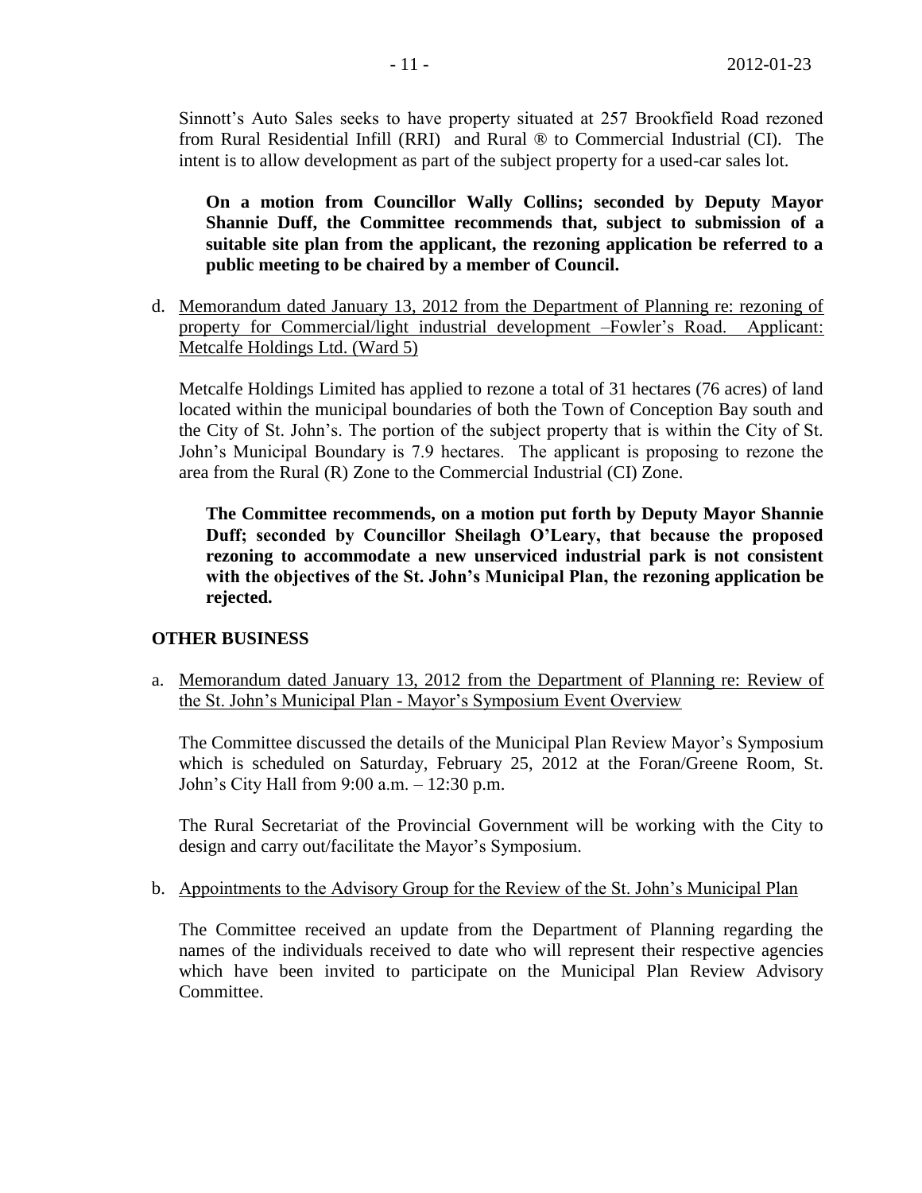Sinnott's Auto Sales seeks to have property situated at 257 Brookfield Road rezoned from Rural Residential Infill (RRI) and Rural ® to Commercial Industrial (CI). The intent is to allow development as part of the subject property for a used-car sales lot.

**On a motion from Councillor Wally Collins; seconded by Deputy Mayor Shannie Duff, the Committee recommends that, subject to submission of a suitable site plan from the applicant, the rezoning application be referred to a public meeting to be chaired by a member of Council.**

d. Memorandum dated January 13, 2012 from the Department of Planning re: rezoning of property for Commercial/light industrial development –Fowler's Road. Applicant: Metcalfe Holdings Ltd. (Ward 5)

Metcalfe Holdings Limited has applied to rezone a total of 31 hectares (76 acres) of land located within the municipal boundaries of both the Town of Conception Bay south and the City of St. John's. The portion of the subject property that is within the City of St. John's Municipal Boundary is 7.9 hectares. The applicant is proposing to rezone the area from the Rural (R) Zone to the Commercial Industrial (CI) Zone.

**The Committee recommends, on a motion put forth by Deputy Mayor Shannie Duff; seconded by Councillor Sheilagh O'Leary, that because the proposed rezoning to accommodate a new unserviced industrial park is not consistent with the objectives of the St. John's Municipal Plan, the rezoning application be rejected.**

## OTHER BUSINESS

a. Memorandum dated January 13, 2012 from the Department of Planning re: Review of the St. John's Municipal Plan - Mayor's Symposium Event Overview

The Committee discussed the details of the Municipal Plan Review Mayor's Symposium which is scheduled on Saturday, February 25, 2012 at the Foran/Greene Room, St. John's City Hall from 9:00 a.m. – 12:30 p.m.

The Rural Secretariat of the Provincial Government will be working with the City to design and carry out/facilitate the Mayor's Symposium.

b. Appointments to the Advisory Group for the Review of the St. John's Municipal Plan

The Committee received an update from the Department of Planning regarding the names of the individuals received to date who will represent their respective agencies which have been invited to participate on the Municipal Plan Review Advisory Committee.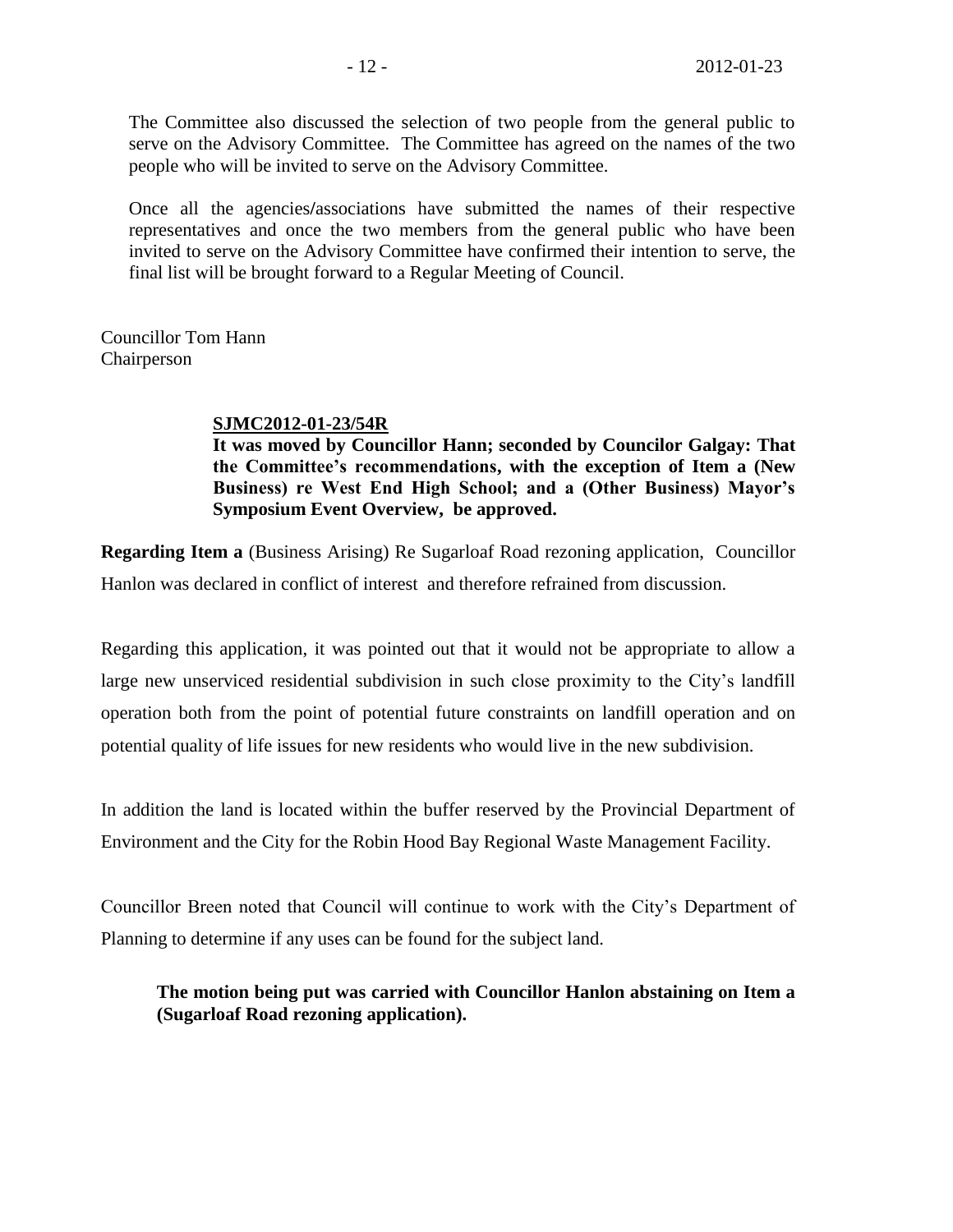The Committee also discussed the selection of two people from the general public to serve on the Advisory Committee. The Committee has agreed on the names of the two people who will be invited to serve on the Advisory Committee.

Once all the agencies/associations have submitted the names of their respective representatives and once the two members from the general public who have been invited to serve on the Advisory Committee have confirmed their intention to serve, the final list will be brought forward to a Regular Meeting of Council.

Councillor Tom Hann
Chairperson

**SJMC2012-01-23/54R**
**It was moved by Councillor Hann; seconded by Councilor Galgay: That the Committee's recommendations, with the exception of Item a (New Business) re West End High School; and a (Other Business) Mayor's Symposium Event Overview, be approved.**

**Regarding Item a** (Business Arising) Re Sugarloaf Road rezoning application, Councillor Hanlon was declared in conflict of interest and therefore refrained from discussion.

Regarding this application, it was pointed out that it would not be appropriate to allow a large new unserviced residential subdivision in such close proximity to the City's landfill operation both from the point of potential future constraints on landfill operation and on potential quality of life issues for new residents who would live in the new subdivision.

In addition the land is located within the buffer reserved by the Provincial Department of Environment and the City for the Robin Hood Bay Regional Waste Management Facility.

Councillor Breen noted that Council will continue to work with the City's Department of Planning to determine if any uses can be found for the subject land.

**The motion being put was carried with Councillor Hanlon abstaining on Item a (Sugarloaf Road rezoning application).**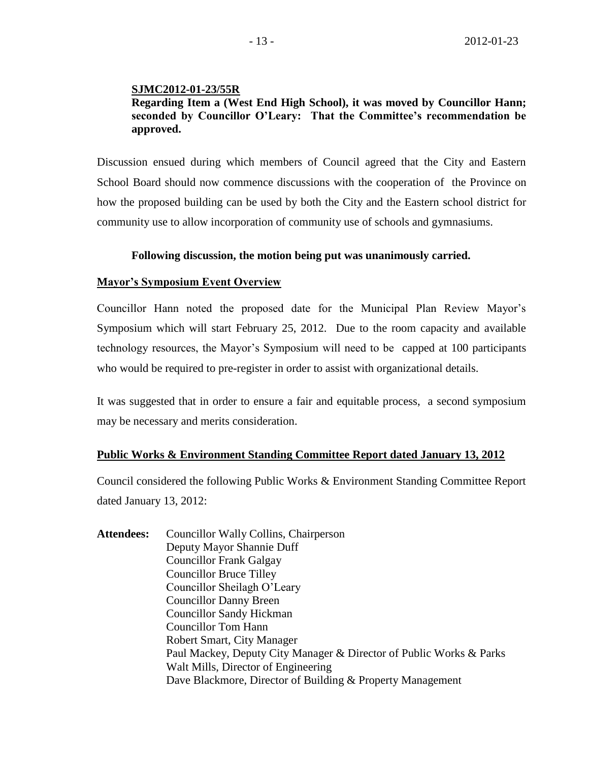**SJMC2012-01-23/55R**

**Regarding Item a (West End High School), it was moved by Councillor Hann; seconded by Councillor O'Leary: That the Committee's recommendation be approved.**

Discussion ensued during which members of Council agreed that the City and Eastern School Board should now commence discussions with the cooperation of the Province on how the proposed building can be used by both the City and the Eastern school district for community use to allow incorporation of community use of schools and gymnasiums.

**Following discussion, the motion being put was unanimously carried.**

**Mayor's Symposium Event Overview**

Councillor Hann noted the proposed date for the Municipal Plan Review Mayor's Symposium which will start February 25, 2012. Due to the room capacity and available technology resources, the Mayor's Symposium will need to be capped at 100 participants who would be required to pre-register in order to assist with organizational details.

It was suggested that in order to ensure a fair and equitable process, a second symposium may be necessary and merits consideration.

**Public Works & Environment Standing Committee Report dated January 13, 2012**

Council considered the following Public Works & Environment Standing Committee Report dated January 13, 2012:

**Attendees:** Councillor Wally Collins, Chairperson
Deputy Mayor Shannie Duff
Councillor Frank Galgay
Councillor Bruce Tilley
Councillor Sheilagh O'Leary
Councillor Danny Breen
Councillor Sandy Hickman
Councillor Tom Hann
Robert Smart, City Manager
Paul Mackey, Deputy City Manager & Director of Public Works & Parks
Walt Mills, Director of Engineering
Dave Blackmore, Director of Building & Property Management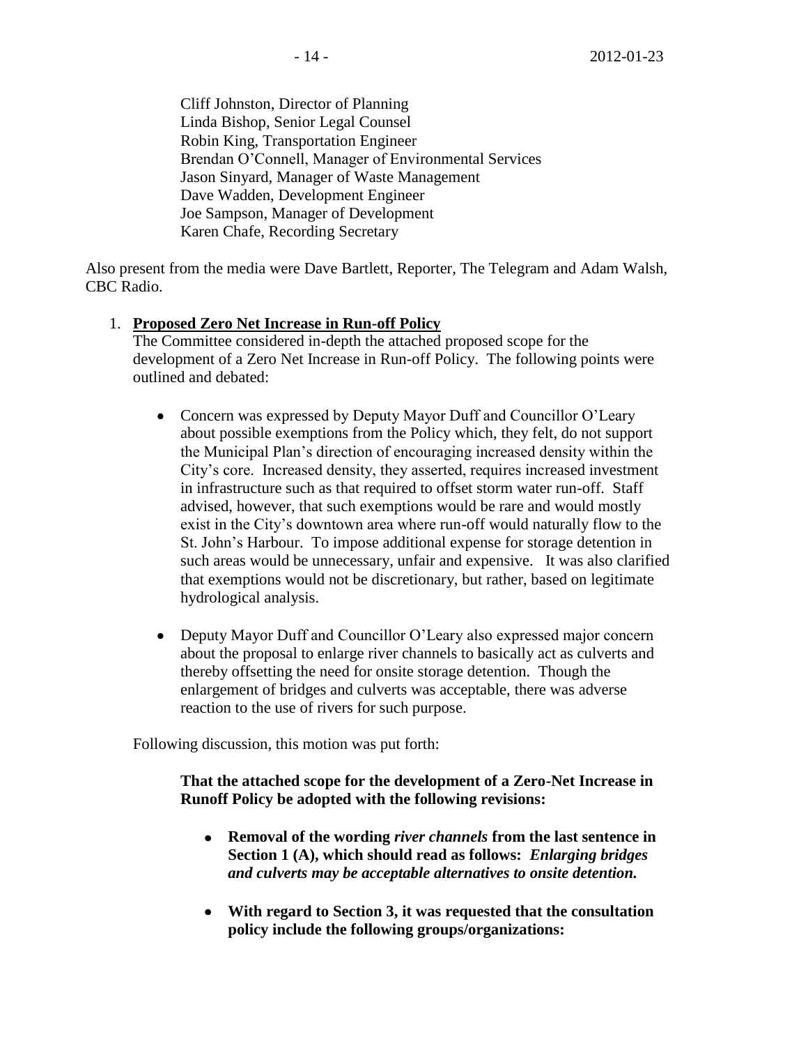Cliff Johnston, Director of Planning
Linda Bishop, Senior Legal Counsel
Robin King, Transportation Engineer
Brendan O'Connell, Manager of Environmental Services
Jason Sinyard, Manager of Waste Management
Dave Wadden, Development Engineer
Joe Sampson, Manager of Development
Karen Chafe, Recording Secretary

Also present from the media were Dave Bartlett, Reporter, The Telegram and Adam Walsh, CBC Radio.

1. **Proposed Zero Net Increase in Run-off Policy**

   The Committee considered in-depth the attached proposed scope for the development of a Zero Net Increase in Run-off Policy. The following points were outlined and debated:

   - Concern was expressed by Deputy Mayor Duff and Councillor O'Leary about possible exemptions from the Policy which, they felt, do not support the Municipal Plan's direction of encouraging increased density within the City's core. Increased density, they asserted, requires increased investment in infrastructure such as that required to offset storm water run-off. Staff advised, however, that such exemptions would be rare and would mostly exist in the City's downtown area where run-off would naturally flow to the St. John's Harbour. To impose additional expense for storage detention in such areas would be unnecessary, unfair and expensive. It was also clarified that exemptions would not be discretionary, but rather, based on legitimate hydrological analysis.

   - Deputy Mayor Duff and Councillor O'Leary also expressed major concern about the proposal to enlarge river channels to basically act as culverts and thereby offsetting the need for onsite storage detention. Though the enlargement of bridges and culverts was acceptable, there was adverse reaction to the use of rivers for such purpose.

   Following discussion, this motion was put forth:

   **That the attached scope for the development of a Zero-Net Increase in Runoff Policy be adopted with the following revisions:**

   - **Removal of the wording *river channels* from the last sentence in Section 1 (A), which should read as follows: *Enlarging bridges and culverts may be acceptable alternatives to onsite detention.***

   - **With regard to Section 3, it was requested that the consultation policy include the following groups/organizations:**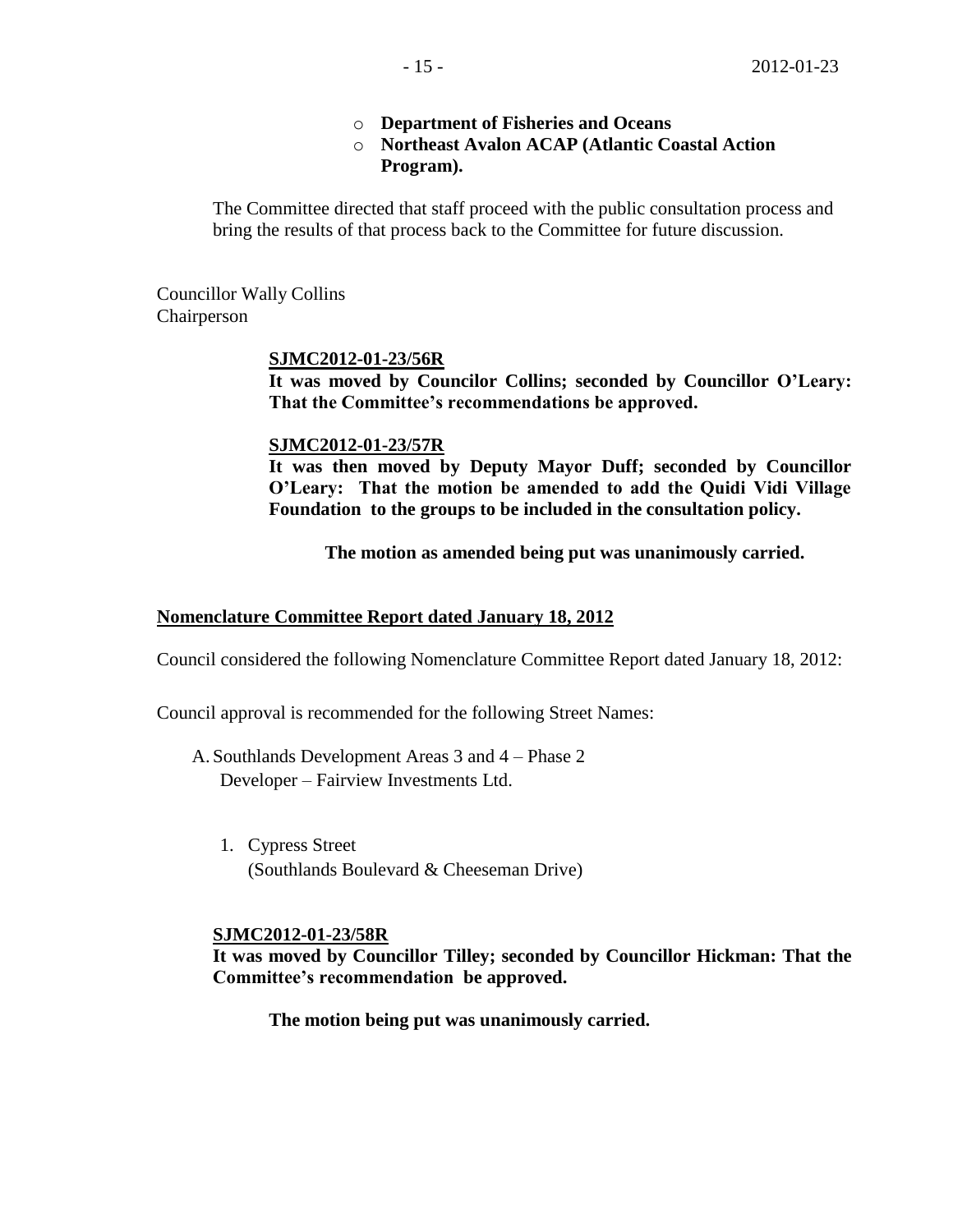- **Department of Fisheries and Oceans**
- **Northeast Avalon ACAP (Atlantic Coastal Action Program).**

The Committee directed that staff proceed with the public consultation process and bring the results of that process back to the Committee for future discussion.

Councillor Wally Collins
Chairperson

**SJMC2012-01-23/56R**
**It was moved by Councilor Collins; seconded by Councillor O'Leary: That the Committee's recommendations be approved.**

**SJMC2012-01-23/57R**
**It was then moved by Deputy Mayor Duff; seconded by Councillor O'Leary: That the motion be amended to add the Quidi Vidi Village Foundation to the groups to be included in the consultation policy.**

**The motion as amended being put was unanimously carried.**

## Nomenclature Committee Report dated January 18, 2012

Council considered the following Nomenclature Committee Report dated January 18, 2012:

Council approval is recommended for the following Street Names:

A. Southlands Development Areas 3 and 4 – Phase 2
   Developer – Fairview Investments Ltd.

   1. Cypress Street
      (Southlands Boulevard & Cheeseman Drive)

**SJMC2012-01-23/58R**
**It was moved by Councillor Tilley; seconded by Councillor Hickman: That the Committee's recommendation be approved.**

**The motion being put was unanimously carried.**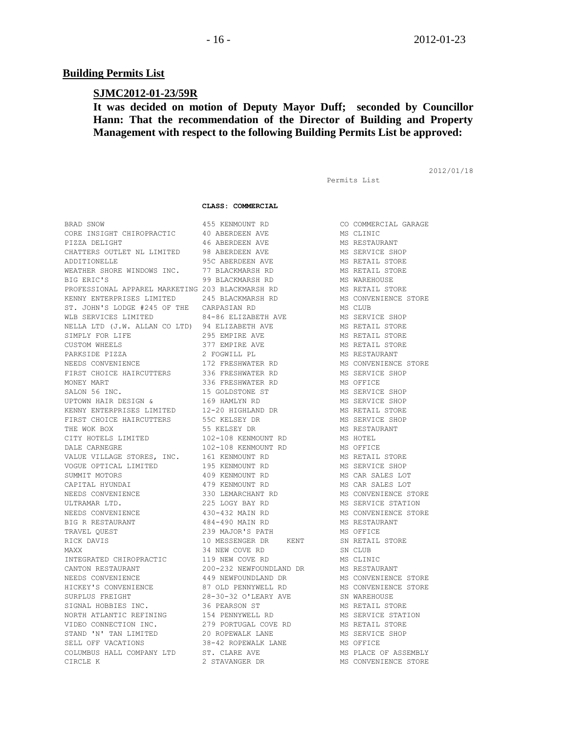## Building Permits List

### SJMC2012-01-23/59R

**It was decided on motion of Deputy Mayor Duff; seconded by Councillor Hann: That the recommendation of the Director of Building and Property Management with respect to the following Building Permits List be approved:**

2012/01/18

Permits List

**CLASS: COMMERCIAL**

| | | |
|---|---|---|
| BRAD SNOW | 455 KENMOUNT RD | CO COMMERCIAL GARAGE |
| CORE INSIGHT CHIROPRACTIC | 40 ABERDEEN AVE | MS CLINIC |
| PIZZA DELIGHT | 46 ABERDEEN AVE | MS RESTAURANT |
| CHATTERS OUTLET NL LIMITED | 98 ABERDEEN AVE | MS SERVICE SHOP |
| ADDITIONELLE | 95C ABERDEEN AVE | MS RETAIL STORE |
| WEATHER SHORE WINDOWS INC. | 77 BLACKMARSH RD | MS RETAIL STORE |
| BIG ERIC'S | 99 BLACKMARSH RD | MS WAREHOUSE |
| PROFESSIONAL APPAREL MARKETING | 203 BLACKMARSH RD | MS RETAIL STORE |
| KENNY ENTERPRISES LIMITED | 245 BLACKMARSH RD | MS CONVENIENCE STORE |
| ST. JOHN'S LODGE #245 OF THE | CARPASIAN RD | MS CLUB |
| WLB SERVICES LIMITED | 84-86 ELIZABETH AVE | MS SERVICE SHOP |
| NELLA LTD (J.W. ALLAN CO LTD) | 94 ELIZABETH AVE | MS RETAIL STORE |
| SIMPLY FOR LIFE | 295 EMPIRE AVE | MS RETAIL STORE |
| CUSTOM WHEELS | 377 EMPIRE AVE | MS RETAIL STORE |
| PARKSIDE PIZZA | 2 FOGWILL PL | MS RESTAURANT |
| NEEDS CONVENIENCE | 172 FRESHWATER RD | MS CONVENIENCE STORE |
| FIRST CHOICE HAIRCUTTERS | 336 FRESHWATER RD | MS SERVICE SHOP |
| MONEY MART | 336 FRESHWATER RD | MS OFFICE |
| SALON 56 INC. | 15 GOLDSTONE ST | MS SERVICE SHOP |
| UPTOWN HAIR DESIGN & | 169 HAMLYN RD | MS SERVICE SHOP |
| KENNY ENTERPRISES LIMITED | 12-20 HIGHLAND DR | MS RETAIL STORE |
| FIRST CHOICE HAIRCUTTERS | 55C KELSEY DR | MS SERVICE SHOP |
| THE WOK BOX | 55 KELSEY DR | MS RESTAURANT |
| CITY HOTELS LIMITED | 102-108 KENMOUNT RD | MS HOTEL |
| DALE CARNEGRE | 102-108 KENMOUNT RD | MS OFFICE |
| VALUE VILLAGE STORES, INC. | 161 KENMOUNT RD | MS RETAIL STORE |
| VOGUE OPTICAL LIMITED | 195 KENMOUNT RD | MS SERVICE SHOP |
| SUMMIT MOTORS | 409 KENMOUNT RD | MS CAR SALES LOT |
| CAPITAL HYUNDAI | 479 KENMOUNT RD | MS CAR SALES LOT |
| NEEDS CONVENIENCE | 330 LEMARCHANT RD | MS CONVENIENCE STORE |
| ULTRAMAR LTD. | 225 LOGY BAY RD | MS SERVICE STATION |
| NEEDS CONVENIENCE | 430-432 MAIN RD | MS CONVENIENCE STORE |
| BIG R RESTAURANT | 484-490 MAIN RD | MS RESTAURANT |
| TRAVEL QUEST | 239 MAJOR'S PATH | MS OFFICE |
| RICK DAVIS | 10 MESSENGER DR KENT | SN RETAIL STORE |
| MAXX | 34 NEW COVE RD | SN CLUB |
| INTEGRATED CHIROPRACTIC | 119 NEW COVE RD | MS CLINIC |
| CANTON RESTAURANT | 200-232 NEWFOUNDLAND DR | MS RESTAURANT |
| NEEDS CONVENIENCE | 449 NEWFOUNDLAND DR | MS CONVENIENCE STORE |
| HICKEY'S CONVENIENCE | 87 OLD PENNYWELL RD | MS CONVENIENCE STORE |
| SURPLUS FREIGHT | 28-30-32 O'LEARY AVE | SN WAREHOUSE |
| SIGNAL HOBBIES INC. | 36 PEARSON ST | MS RETAIL STORE |
| NORTH ATLANTIC REFINING | 154 PENNYWELL RD | MS SERVICE STATION |
| VIDEO CONNECTION INC. | 279 PORTUGAL COVE RD | MS RETAIL STORE |
| STAND 'N' TAN LIMITED | 20 ROPEWALK LANE | MS SERVICE SHOP |
| SELL OFF VACATIONS | 38-42 ROPEWALK LANE | MS OFFICE |
| COLUMBUS HALL COMPANY LTD | ST. CLARE AVE | MS PLACE OF ASSEMBLY |
| CIRCLE K | 2 STAVANGER DR | MS CONVENIENCE STORE |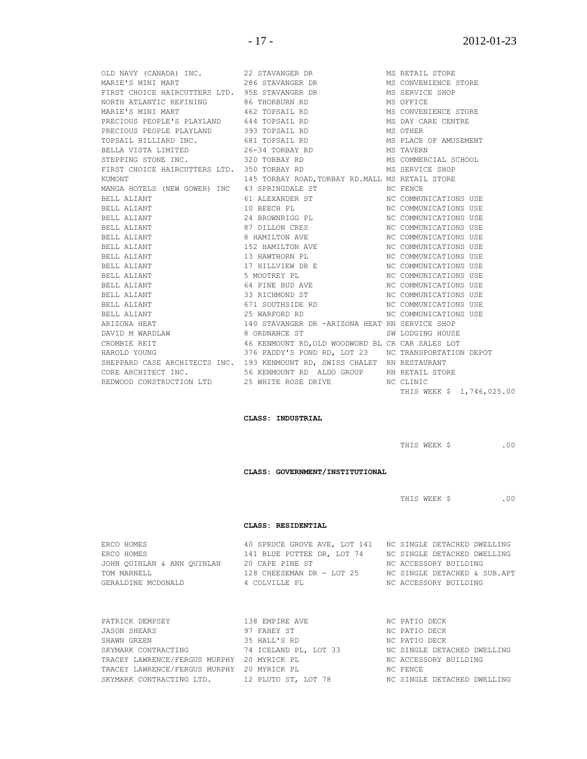| | | |
|---|---|---|
| OLD NAVY (CANADA) INC. | 22 STAVANGER DR | MS RETAIL STORE |
| MARIE'S MINI MART | 286 STAVANGER DR | MS CONVENIENCE STORE |
| FIRST CHOICE HAIRCUTTERS LTD. | 95E STAVANGER DR | MS SERVICE SHOP |
| NORTH ATLANTIC REFINING | 86 THORBURN RD | MS OFFICE |
| MARIE'S MINI MART | 462 TOPSAIL RD | MS CONVENIENCE STORE |
| PRECIOUS PEOPLE'S PLAYLAND | 644 TOPSAIL RD | MS DAY CARE CENTRE |
| PRECIOUS PEOPLE PLAYLAND | 393 TOPSAIL RD | MS OTHER |
| TOPSAIL BILLIARD INC. | 681 TOPSAIL RD | MS PLACE OF AMUSEMENT |
| BELLA VISTA LIMITED | 26-34 TORBAY RD | MS TAVERN |
| STEPPING STONE INC. | 320 TORBAY RD | MS COMMERCIAL SCHOOL |
| FIRST CHOICE HAIRCUTTERS LTD. | 350 TORBAY RD | MS SERVICE SHOP |
| KUMONT | 145 TORBAY ROAD,TORBAY RD.MALL | MS RETAIL STORE |
| MANGA HOTELS (NEW GOWER) INC | 43 SPRINGDALE ST | NC FENCE |
| BELL ALIANT | 61 ALEXANDER ST | NC COMMUNICATIONS USE |
| BELL ALIANT | 10 BEECH PL | NC COMMUNICATIONS USE |
| BELL ALIANT | 24 BROWNRIGG PL | NC COMMUNICATIONS USE |
| BELL ALIANT | 87 DILLON CRES | NC COMMUNICATIONS USE |
| BELL ALIANT | 8 HAMILTON AVE | NC COMMUNICATIONS USE |
| BELL ALIANT | 152 HAMILTON AVE | NC COMMUNICATIONS USE |
| BELL ALIANT | 13 HAWTHORN PL | NC COMMUNICATIONS USE |
| BELL ALIANT | 17 HILLVIEW DR E | NC COMMUNICATIONS USE |
| BELL ALIANT | 5 MOOTREY PL | NC COMMUNICATIONS USE |
| BELL ALIANT | 64 PINE BUD AVE | NC COMMUNICATIONS USE |
| BELL ALIANT | 33 RICHMOND ST | NC COMMUNICATIONS USE |
| BELL ALIANT | 671 SOUTHSIDE RD | NC COMMUNICATIONS USE |
| BELL ALIANT | 25 WARFORD RD | NC COMMUNICATIONS USE |
| ARIZONA HEAT | 140 STAVANGER DR -ARIZONA HEAT | RN SERVICE SHOP |
| DAVID M WARDLAW | 8 ORDNANCE ST | SW LODGING HOUSE |
| CROMBIE REIT | 46 KENMOUNT RD,OLD WOODWORD BL | CR CAR SALES LOT |
| HAROLD YOUNG | 376 PADDY'S POND RD, LOT 23 | NC TRANSPORTATION DEPOT |
| SHEPPARD CASE ARCHITECTS INC. | 193 KENMOUNT RD, SWISS CHALET | RN RESTAURANT |
| CORE ARCHITECT INC. | 56 KENMOUNT RD ALDO GROUP | RN RETAIL STORE |
| REDWOOD CONSTRUCTION LTD | 25 WHITE ROSE DRIVE | NC CLINIC |

THIS WEEK $ 1,746,025.00

**CLASS: INDUSTRIAL**

THIS WEEK $ .00

**CLASS: GOVERNMENT/INSTITUTIONAL**

THIS WEEK $ .00

**CLASS: RESIDENTIAL**

| | | |
|---|---|---|
| ERCO HOMES | 40 SPRUCE GROVE AVE, LOT 141 | NC SINGLE DETACHED DWELLING |
| ERCO HOMES | 141 BLUE PUTTEE DR, LOT 74 | NC SINGLE DETACHED DWELLING |
| JOHN QUINLAN & ANN QUINLAN | 20 CAPE PINE ST | NC ACCESSORY BUILDING |
| TOM MARNELL | 128 CHEESEMAN DR - LOT 25 | NC SINGLE DETACHED & SUB.APT |
| GERALDINE MCDONALD | 4 COLVILLE PL | NC ACCESSORY BUILDING |

| | | |
|---|---|---|
| PATRICK DEMPSEY | 138 EMPIRE AVE | NC PATIO DECK |
| JASON SHEARS | 97 FAHEY ST | NC PATIO DECK |
| SHAWN GREEN | 35 HALL'S RD | NC PATIO DECK |
| SKYMARK CONTRACTING | 74 ICELAND PL, LOT 33 | NC SINGLE DETACHED DWELLING |
| TRACEY LAWRENCE/FERGUS MURPHY | 20 MYRICK PL | NC ACCESSORY BUILDING |
| TRACEY LAWRENCE/FERGUS MURPHY | 20 MYRICK PL | NC FENCE |
| SKYMARK CONTRACTING LTD. | 12 PLUTO ST, LOT 78 | NC SINGLE DETACHED DWELLING |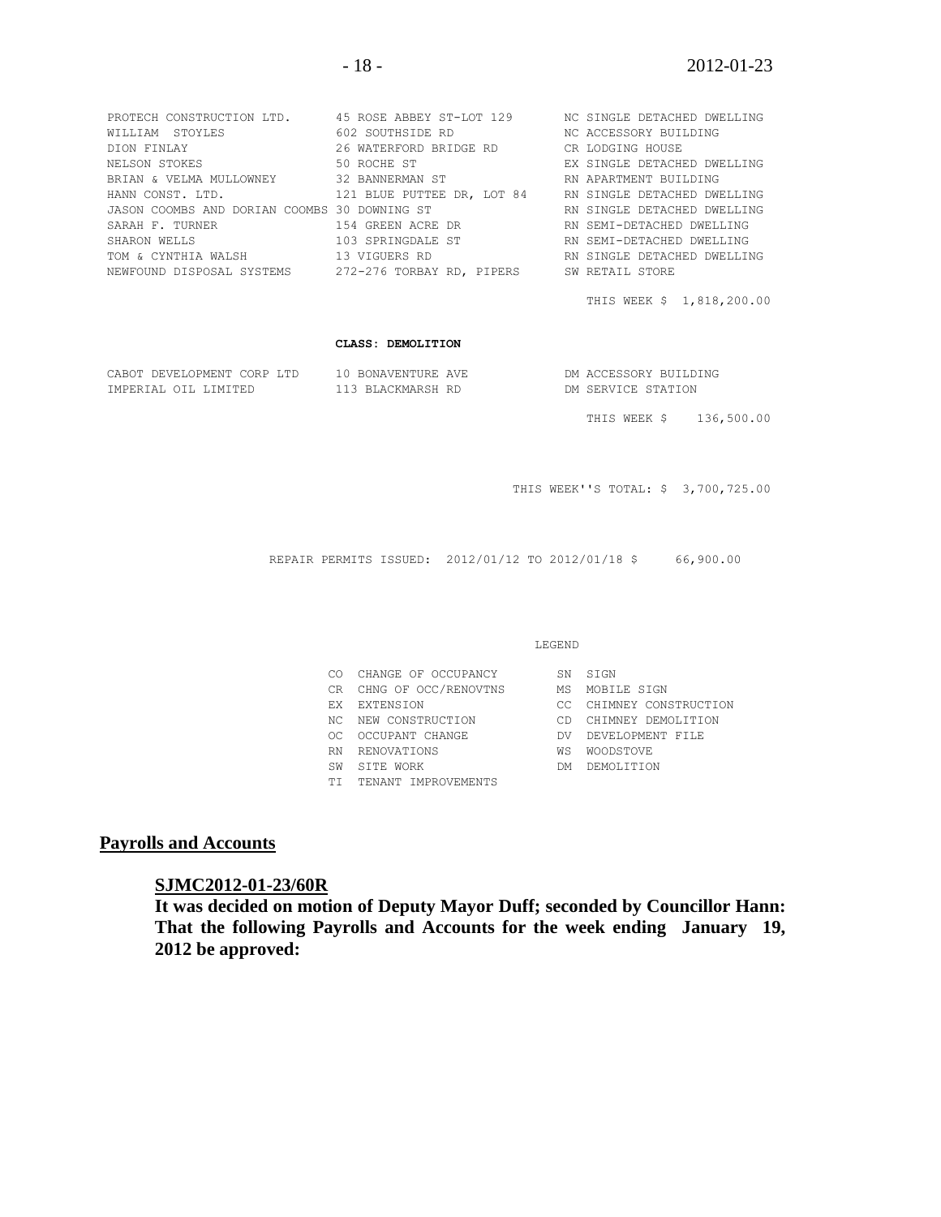| | | |
|---|---|---|
| PROTECH CONSTRUCTION LTD. | 45 ROSE ABBEY ST-LOT 129 | NC SINGLE DETACHED DWELLING |
| WILLIAM STOYLES | 602 SOUTHSIDE RD | NC ACCESSORY BUILDING |
| DION FINLAY | 26 WATERFORD BRIDGE RD | CR LODGING HOUSE |
| NELSON STOKES | 50 ROCHE ST | EX SINGLE DETACHED DWELLING |
| BRIAN & VELMA MULLOWNEY | 32 BANNERMAN ST | RN APARTMENT BUILDING |
| HANN CONST. LTD. | 121 BLUE PUTTEE DR, LOT 84 | RN SINGLE DETACHED DWELLING |
| JASON COOMBS AND DORIAN COOMBS | 30 DOWNING ST | RN SINGLE DETACHED DWELLING |
| SARAH F. TURNER | 154 GREEN ACRE DR | RN SEMI-DETACHED DWELLING |
| SHARON WELLS | 103 SPRINGDALE ST | RN SEMI-DETACHED DWELLING |
| TOM & CYNTHIA WALSH | 13 VIGUERS RD | RN SINGLE DETACHED DWELLING |
| NEWFOUND DISPOSAL SYSTEMS | 272-276 TORBAY RD, PIPERS | SW RETAIL STORE |

THIS WEEK $ 1,818,200.00

**CLASS: DEMOLITION**

| | | |
|---|---|---|
| CABOT DEVELOPMENT CORP LTD | 10 BONAVENTURE AVE | DM ACCESSORY BUILDING |
| IMPERIAL OIL LIMITED | 113 BLACKMARSH RD | DM SERVICE STATION |

THIS WEEK $ 136,500.00

THIS WEEK''S TOTAL: $ 3,700,725.00

REPAIR PERMITS ISSUED: 2012/01/12 TO 2012/01/18 $ 66,900.00

LEGEND

| | | | |
|---|---|---|---|
| CO | CHANGE OF OCCUPANCY | SN | SIGN |
| CR | CHNG OF OCC/RENOVTNS | MS | MOBILE SIGN |
| EX | EXTENSION | CC | CHIMNEY CONSTRUCTION |
| NC | NEW CONSTRUCTION | CD | CHIMNEY DEMOLITION |
| OC | OCCUPANT CHANGE | DV | DEVELOPMENT FILE |
| RN | RENOVATIONS | WS | WOODSTOVE |
| SW | SITE WORK | DM | DEMOLITION |
| TI | TENANT IMPROVEMENTS | | |

## Payrolls and Accounts

**SJMC2012-01-23/60R**

**It was decided on motion of Deputy Mayor Duff; seconded by Councillor Hann: That the following Payrolls and Accounts for the week ending January 19, 2012 be approved:**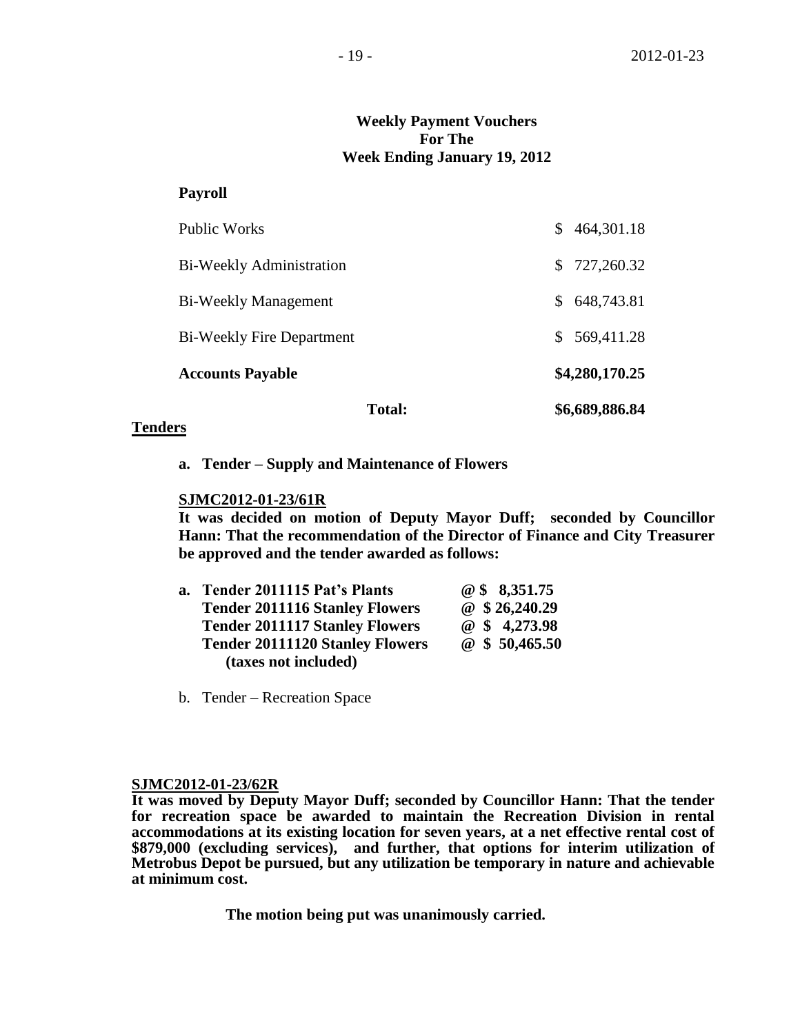**Weekly Payment Vouchers**
**For The**
**Week Ending January 19, 2012**

**Payroll**

| | |
|---|---|
| Public Works | $ 464,301.18 |
| Bi-Weekly Administration | $ 727,260.32 |
| Bi-Weekly Management | $ 648,743.81 |
| Bi-Weekly Fire Department | $ 569,411.28 |
| **Accounts Payable** | **$4,280,170.25** |
| **Total:** | **$6,689,886.84** |

## Tenders

**a. Tender – Supply and Maintenance of Flowers**

**SJMC2012-01-23/61R**
**It was decided on motion of Deputy Mayor Duff; seconded by Councillor Hann: That the recommendation of the Director of Finance and City Treasurer be approved and the tender awarded as follows:**

**a. Tender 2011115 Pat's Plants @ $ 8,351.75**
**Tender 2011116 Stanley Flowers @ $ 26,240.29**
**Tender 2011117 Stanley Flowers @ $ 4,273.98**
**Tender 20111120 Stanley Flowers @ $ 50,465.50**
**(taxes not included)**

b. Tender – Recreation Space

**SJMC2012-01-23/62R**
**It was moved by Deputy Mayor Duff; seconded by Councillor Hann: That the tender for recreation space be awarded to maintain the Recreation Division in rental accommodations at its existing location for seven years, at a net effective rental cost of $879,000 (excluding services), and further, that options for interim utilization of Metrobus Depot be pursued, but any utilization be temporary in nature and achievable at minimum cost.**

**The motion being put was unanimously carried.**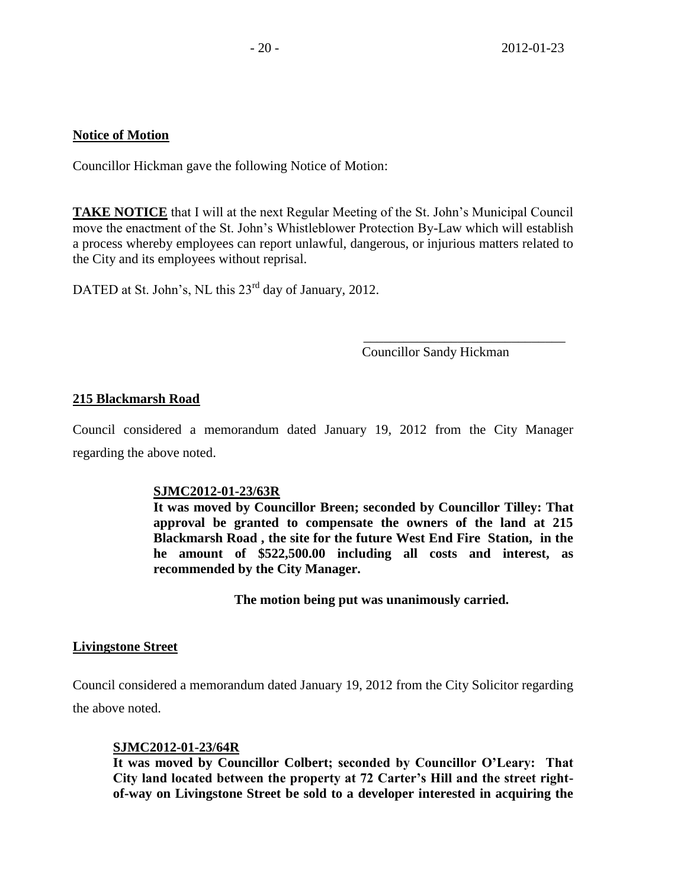**Notice of Motion**

Councillor Hickman gave the following Notice of Motion:

**TAKE NOTICE** that I will at the next Regular Meeting of the St. John's Municipal Council move the enactment of the St. John's Whistleblower Protection By-Law which will establish a process whereby employees can report unlawful, dangerous, or injurious matters related to the City and its employees without reprisal.

DATED at St. John's, NL this 23rd day of January, 2012.

\_\_\_\_\_\_\_\_\_\_\_\_\_\_\_\_\_\_\_\_\_\_\_\_\_\_\_\_\_\_\_\_
Councillor Sandy Hickman

**215 Blackmarsh Road**

Council considered a memorandum dated January 19, 2012 from the City Manager regarding the above noted.

**SJMC2012-01-23/63R**
**It was moved by Councillor Breen; seconded by Councillor Tilley: That approval be granted to compensate the owners of the land at 215 Blackmarsh Road , the site for the future West End Fire Station, in the he amount of $522,500.00 including all costs and interest, as recommended by the City Manager.**

**The motion being put was unanimously carried.**

**Livingstone Street**

Council considered a memorandum dated January 19, 2012 from the City Solicitor regarding the above noted.

**SJMC2012-01-23/64R**
**It was moved by Councillor Colbert; seconded by Councillor O'Leary: That City land located between the property at 72 Carter's Hill and the street right-of-way on Livingstone Street be sold to a developer interested in acquiring the**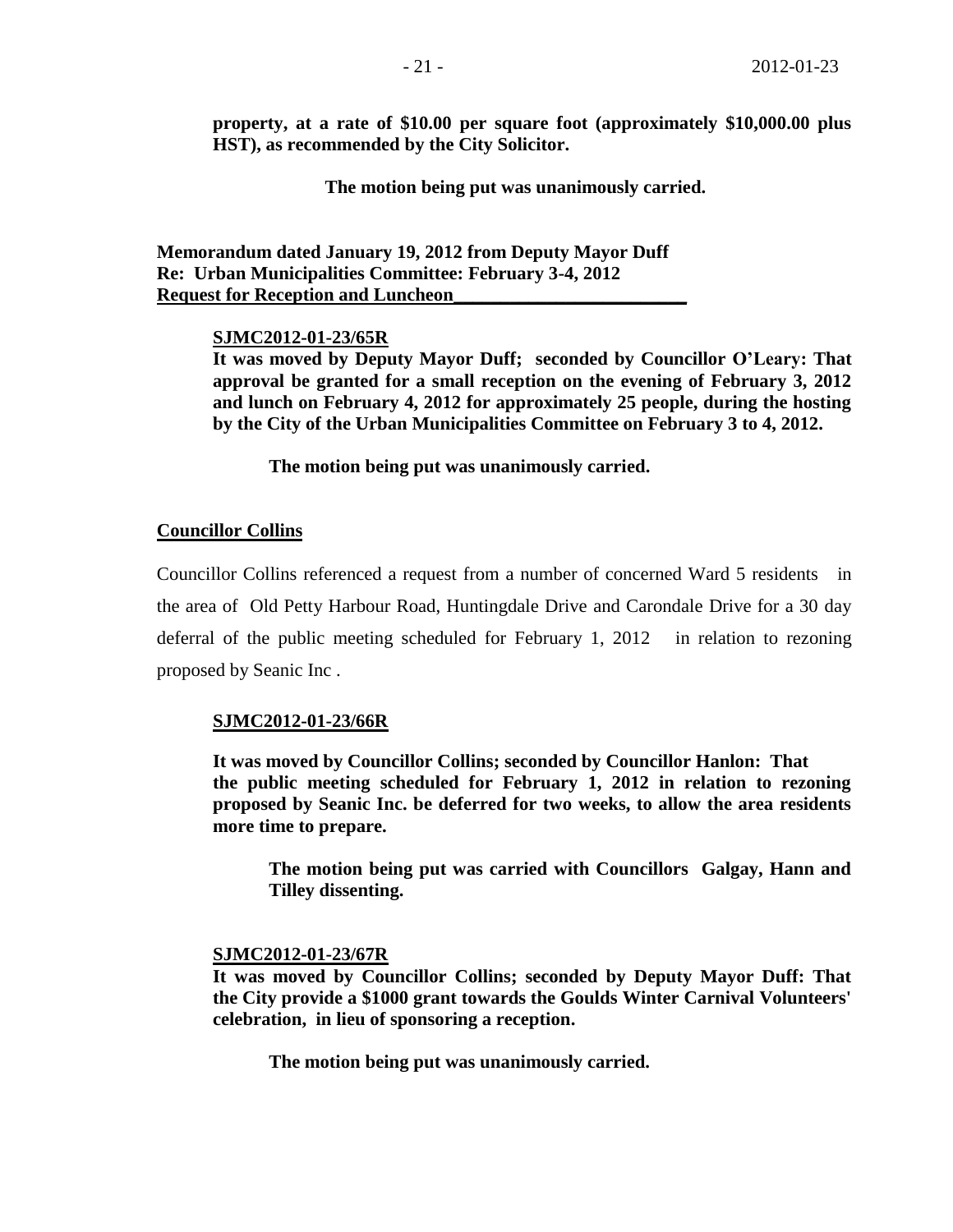**property, at a rate of $10.00 per square foot (approximately $10,000.00 plus HST), as recommended by the City Solicitor.**

**The motion being put was unanimously carried.**

**Memorandum dated January 19, 2012 from Deputy Mayor Duff**
**Re: Urban Municipalities Committee: February 3-4, 2012**
**Request for Reception and Luncheon**

**SJMC2012-01-23/65R**
**It was moved by Deputy Mayor Duff; seconded by Councillor O'Leary: That approval be granted for a small reception on the evening of February 3, 2012 and lunch on February 4, 2012 for approximately 25 people, during the hosting by the City of the Urban Municipalities Committee on February 3 to 4, 2012.**

**The motion being put was unanimously carried.**

**Councillor Collins**

Councillor Collins referenced a request from a number of concerned Ward 5 residents in the area of Old Petty Harbour Road, Huntingdale Drive and Carondale Drive for a 30 day deferral of the public meeting scheduled for February 1, 2012 in relation to rezoning proposed by Seanic Inc .

**SJMC2012-01-23/66R**

**It was moved by Councillor Collins; seconded by Councillor Hanlon: That the public meeting scheduled for February 1, 2012 in relation to rezoning proposed by Seanic Inc. be deferred for two weeks, to allow the area residents more time to prepare.**

**The motion being put was carried with Councillors Galgay, Hann and Tilley dissenting.**

**SJMC2012-01-23/67R**
**It was moved by Councillor Collins; seconded by Deputy Mayor Duff: That the City provide a $1000 grant towards the Goulds Winter Carnival Volunteers' celebration, in lieu of sponsoring a reception.**

**The motion being put was unanimously carried.**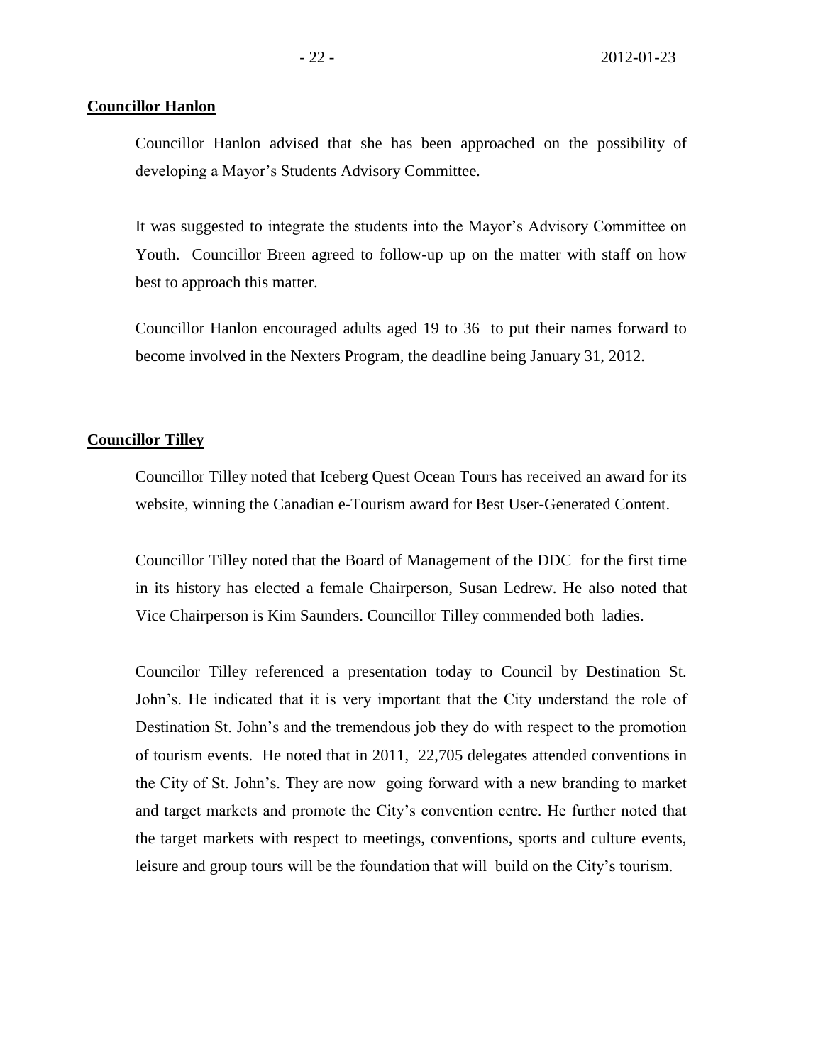**Councillor Hanlon**

Councillor Hanlon advised that she has been approached on the possibility of developing a Mayor's Students Advisory Committee.

It was suggested to integrate the students into the Mayor's Advisory Committee on Youth. Councillor Breen agreed to follow-up up on the matter with staff on how best to approach this matter.

Councillor Hanlon encouraged adults aged 19 to 36 to put their names forward to become involved in the Nexters Program, the deadline being January 31, 2012.

**Councillor Tilley**

Councillor Tilley noted that Iceberg Quest Ocean Tours has received an award for its website, winning the Canadian e-Tourism award for Best User-Generated Content.

Councillor Tilley noted that the Board of Management of the DDC for the first time in its history has elected a female Chairperson, Susan Ledrew. He also noted that Vice Chairperson is Kim Saunders. Councillor Tilley commended both ladies.

Councilor Tilley referenced a presentation today to Council by Destination St. John's. He indicated that it is very important that the City understand the role of Destination St. John's and the tremendous job they do with respect to the promotion of tourism events. He noted that in 2011, 22,705 delegates attended conventions in the City of St. John's. They are now going forward with a new branding to market and target markets and promote the City's convention centre. He further noted that the target markets with respect to meetings, conventions, sports and culture events, leisure and group tours will be the foundation that will build on the City's tourism.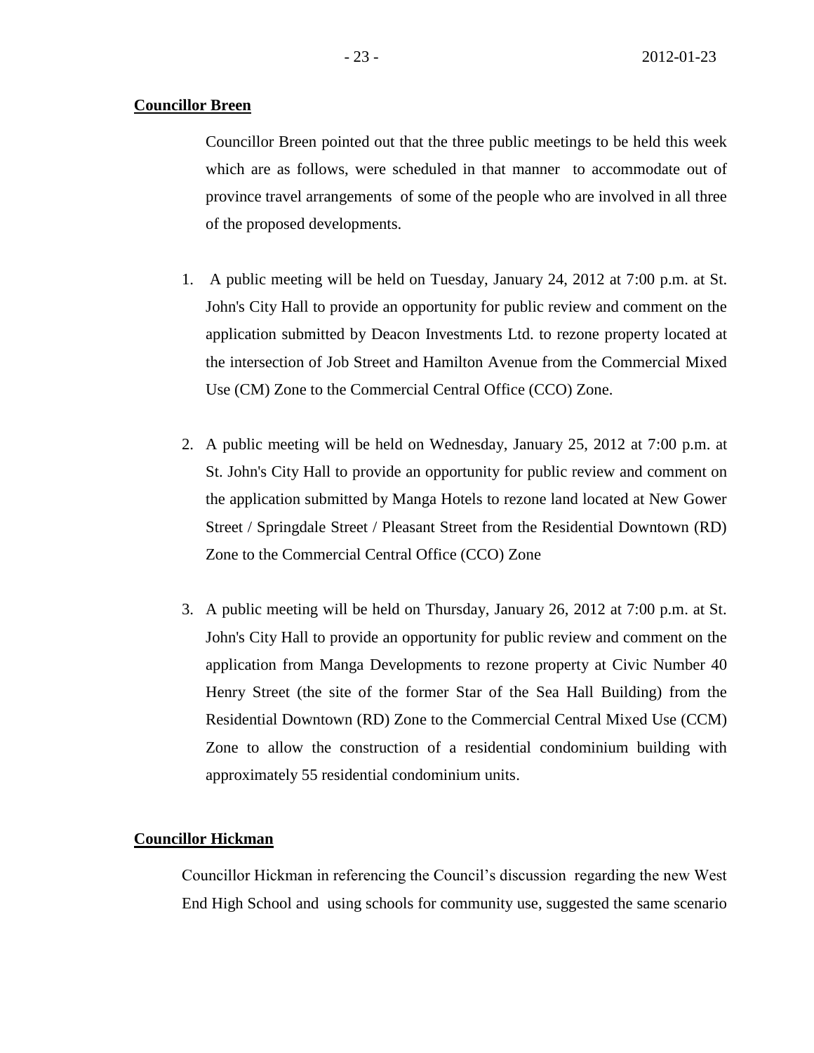**Councillor Breen**

Councillor Breen pointed out that the three public meetings to be held this week which are as follows, were scheduled in that manner to accommodate out of province travel arrangements of some of the people who are involved in all three of the proposed developments.

1. A public meeting will be held on Tuesday, January 24, 2012 at 7:00 p.m. at St. John's City Hall to provide an opportunity for public review and comment on the application submitted by Deacon Investments Ltd. to rezone property located at the intersection of Job Street and Hamilton Avenue from the Commercial Mixed Use (CM) Zone to the Commercial Central Office (CCO) Zone.

2. A public meeting will be held on Wednesday, January 25, 2012 at 7:00 p.m. at St. John's City Hall to provide an opportunity for public review and comment on the application submitted by Manga Hotels to rezone land located at New Gower Street / Springdale Street / Pleasant Street from the Residential Downtown (RD) Zone to the Commercial Central Office (CCO) Zone

3. A public meeting will be held on Thursday, January 26, 2012 at 7:00 p.m. at St. John's City Hall to provide an opportunity for public review and comment on the application from Manga Developments to rezone property at Civic Number 40 Henry Street (the site of the former Star of the Sea Hall Building) from the Residential Downtown (RD) Zone to the Commercial Central Mixed Use (CCM) Zone to allow the construction of a residential condominium building with approximately 55 residential condominium units.

**Councillor Hickman**

Councillor Hickman in referencing the Council's discussion regarding the new West End High School and using schools for community use, suggested the same scenario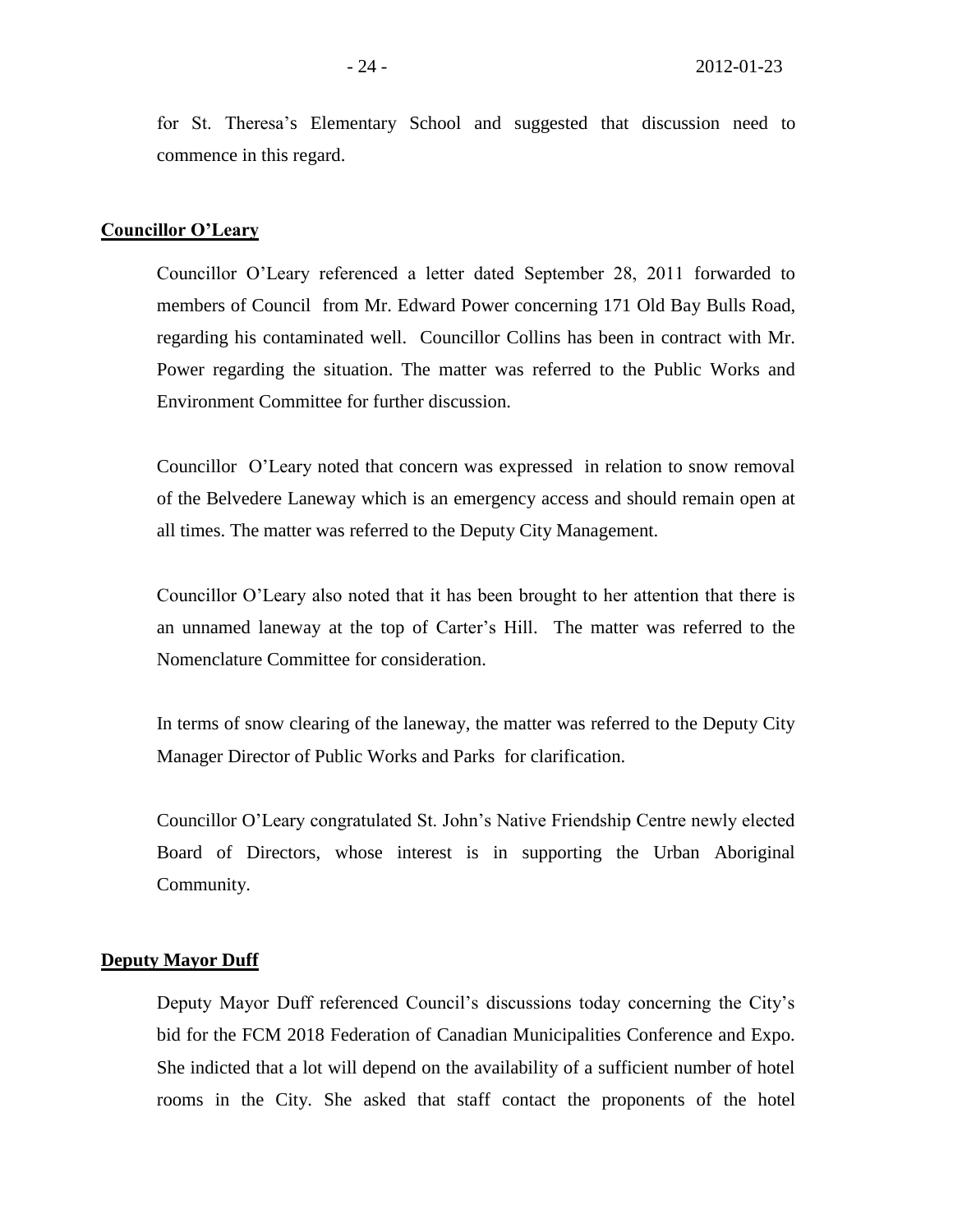for St. Theresa's Elementary School and suggested that discussion need to commence in this regard.

**Councillor O'Leary**

Councillor O'Leary referenced a letter dated September 28, 2011 forwarded to members of Council from Mr. Edward Power concerning 171 Old Bay Bulls Road, regarding his contaminated well. Councillor Collins has been in contract with Mr. Power regarding the situation. The matter was referred to the Public Works and Environment Committee for further discussion.

Councillor O'Leary noted that concern was expressed in relation to snow removal of the Belvedere Laneway which is an emergency access and should remain open at all times. The matter was referred to the Deputy City Management.

Councillor O'Leary also noted that it has been brought to her attention that there is an unnamed laneway at the top of Carter's Hill. The matter was referred to the Nomenclature Committee for consideration.

In terms of snow clearing of the laneway, the matter was referred to the Deputy City Manager Director of Public Works and Parks for clarification.

Councillor O'Leary congratulated St. John's Native Friendship Centre newly elected Board of Directors, whose interest is in supporting the Urban Aboriginal Community.

**Deputy Mayor Duff**

Deputy Mayor Duff referenced Council's discussions today concerning the City's bid for the FCM 2018 Federation of Canadian Municipalities Conference and Expo. She indicted that a lot will depend on the availability of a sufficient number of hotel rooms in the City. She asked that staff contact the proponents of the hotel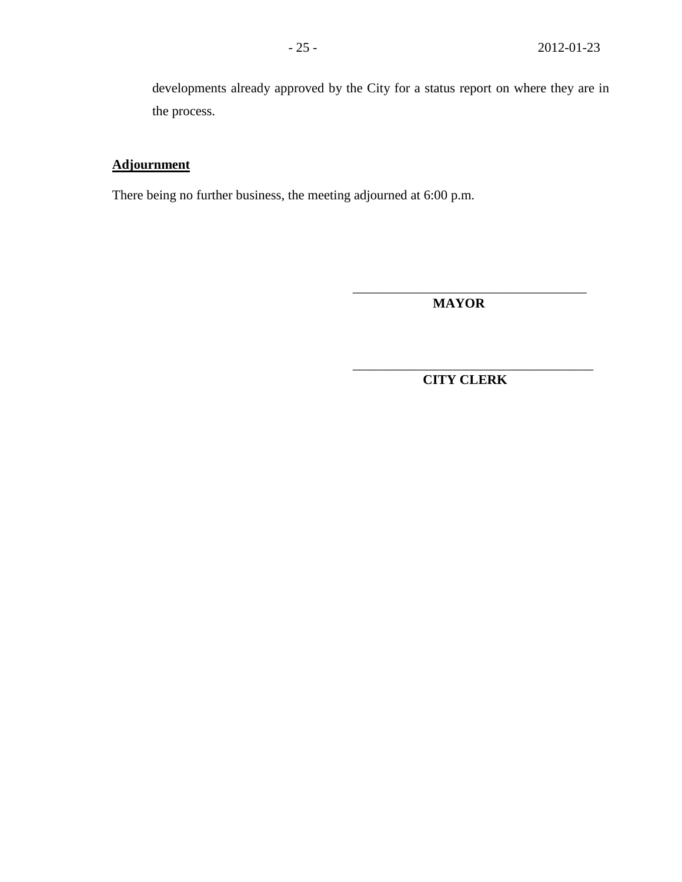developments already approved by the City for a status report on where they are in the process.

**Adjournment**

There being no further business, the meeting adjourned at 6:00 p.m.

\_\_\_\_\_\_\_\_\_\_\_\_\_\_\_\_\_\_\_\_\_\_\_\_\_\_\_\_\_\_\_\_\_\_\_\_

**MAYOR**

\_\_\_\_\_\_\_\_\_\_\_\_\_\_\_\_\_\_\_\_\_\_\_\_\_\_\_\_\_\_\_\_\_\_\_\_

**CITY CLERK**